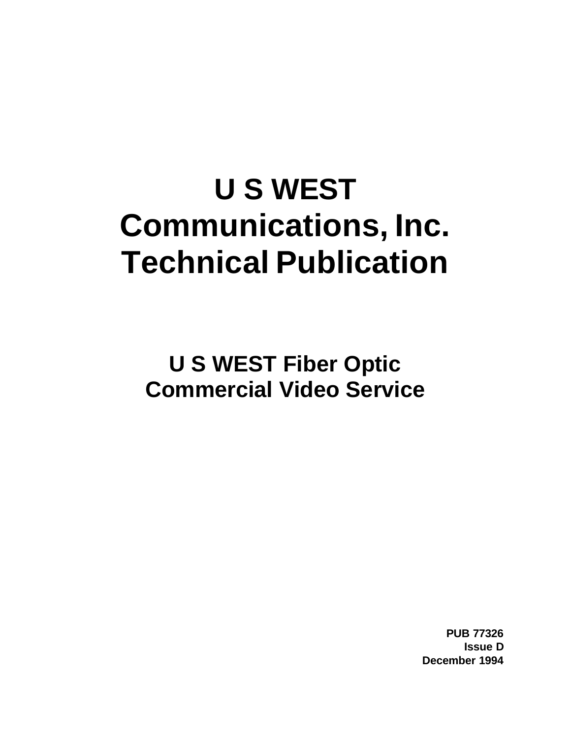# U S WEST Communications, Inc. Technical Publication

## U S WEST Fiber Optic Commercial Video Service

**PUB 77326**
**Issue D**
**December 1994**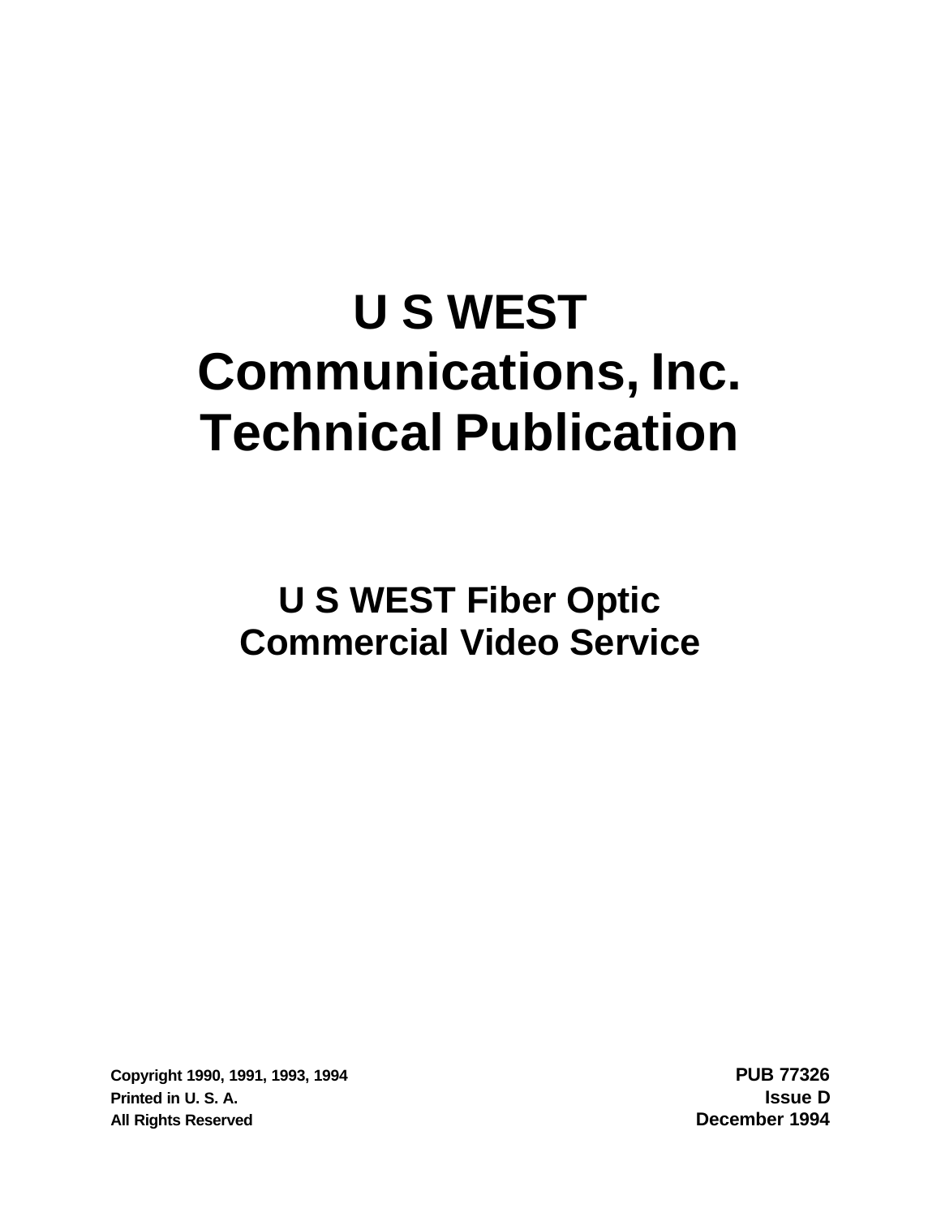# U S WEST Communications, Inc. Technical Publication

## U S WEST Fiber Optic Commercial Video Service

**Copyright 1990, 1991, 1993, 1994**
**Printed in U. S. A.**
**All Rights Reserved**

**PUB 77326**
**Issue D**
**December 1994**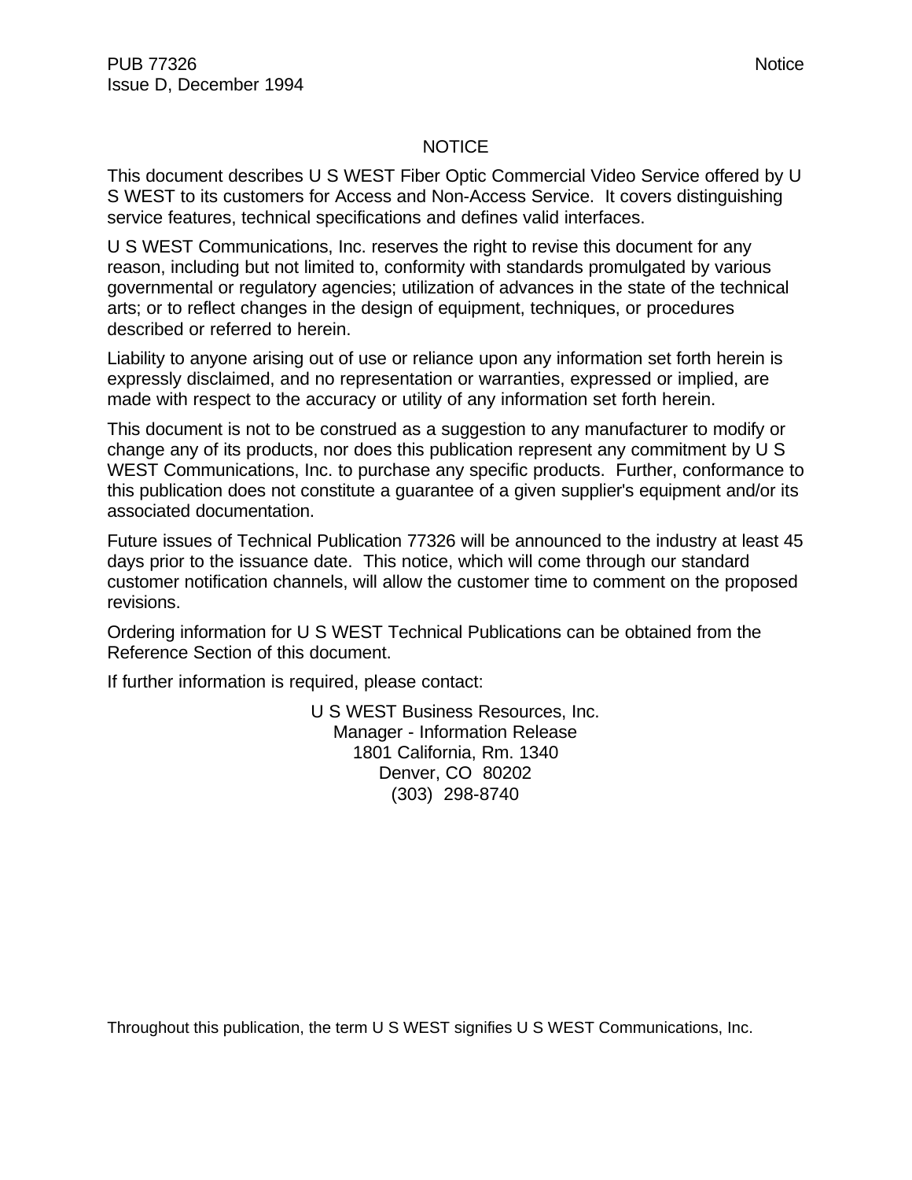# NOTICE

This document describes U S WEST Fiber Optic Commercial Video Service offered by U S WEST to its customers for Access and Non-Access Service. It covers distinguishing service features, technical specifications and defines valid interfaces.

U S WEST Communications, Inc. reserves the right to revise this document for any reason, including but not limited to, conformity with standards promulgated by various governmental or regulatory agencies; utilization of advances in the state of the technical arts; or to reflect changes in the design of equipment, techniques, or procedures described or referred to herein.

Liability to anyone arising out of use or reliance upon any information set forth herein is expressly disclaimed, and no representation or warranties, expressed or implied, are made with respect to the accuracy or utility of any information set forth herein.

This document is not to be construed as a suggestion to any manufacturer to modify or change any of its products, nor does this publication represent any commitment by U S WEST Communications, Inc. to purchase any specific products. Further, conformance to this publication does not constitute a guarantee of a given supplier's equipment and/or its associated documentation.

Future issues of Technical Publication 77326 will be announced to the industry at least 45 days prior to the issuance date. This notice, which will come through our standard customer notification channels, will allow the customer time to comment on the proposed revisions.

Ordering information for U S WEST Technical Publications can be obtained from the Reference Section of this document.

If further information is required, please contact:

U S WEST Business Resources, Inc.
Manager - Information Release
1801 California, Rm. 1340
Denver, CO 80202
(303) 298-8740

Throughout this publication, the term U S WEST signifies U S WEST Communications, Inc.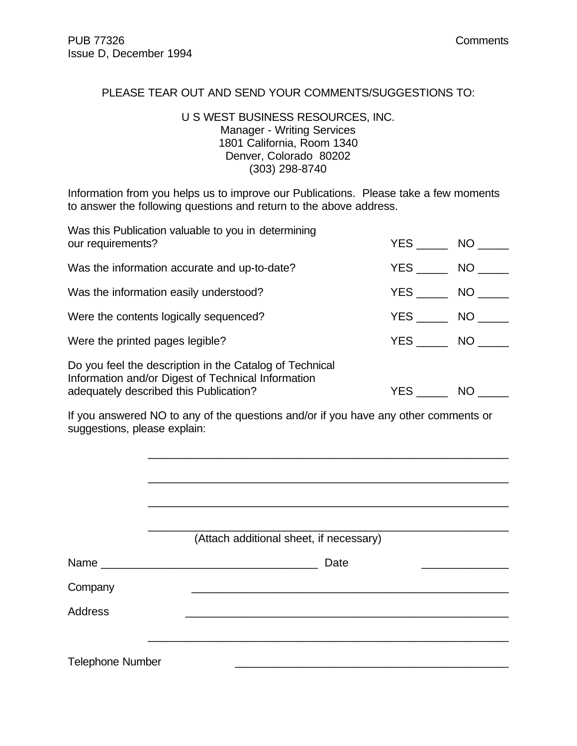PLEASE TEAR OUT AND SEND YOUR COMMENTS/SUGGESTIONS TO:

U S WEST BUSINESS RESOURCES, INC.
Manager - Writing Services
1801 California, Room 1340
Denver, Colorado 80202
(303) 298-8740

Information from you helps us to improve our Publications. Please take a few moments to answer the following questions and return to the above address.

| | | |
|---|---|---|
| Was this Publication valuable to you in determining our requirements? | YES _____ | NO _____ |
| Was the information accurate and up-to-date? | YES _____ | NO _____ |
| Was the information easily understood? | YES _____ | NO _____ |
| Were the contents logically sequenced? | YES _____ | NO _____ |
| Were the printed pages legible? | YES _____ | NO _____ |
| Do you feel the description in the Catalog of Technical Information and/or Digest of Technical Information adequately described this Publication? | YES _____ | NO _____ |

If you answered NO to any of the questions and/or if you have any other comments or suggestions, please explain:

_______________________________________________________

_______________________________________________________

_______________________________________________________

_______________________________________________________

(Attach additional sheet, if necessary)

Name ___________________________________ Date ______________

Company ___________________________________________________

Address ___________________________________________________

_______________________________________________________

Telephone Number ___________________________________________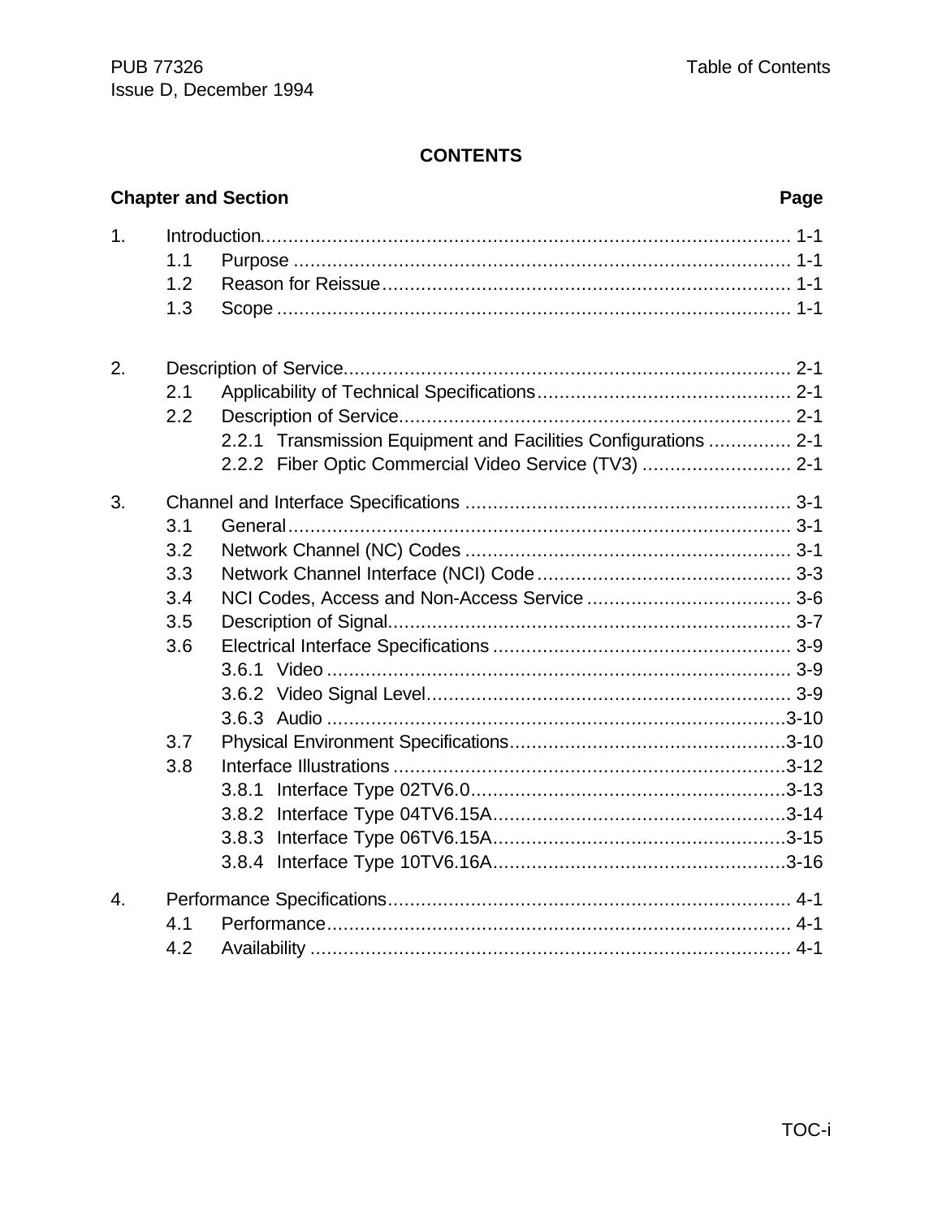# CONTENTS

| Chapter and Section | | | Page |
|---|---|---|---|
| 1. | Introduction | | 1-1 |
| | 1.1 | Purpose | 1-1 |
| | 1.2 | Reason for Reissue | 1-1 |
| | 1.3 | Scope | 1-1 |
| 2. | Description of Service | | 2-1 |
| | 2.1 | Applicability of Technical Specifications | 2-1 |
| | 2.2 | Description of Service | 2-1 |
| | | 2.2.1 Transmission Equipment and Facilities Configurations | 2-1 |
| | | 2.2.2 Fiber Optic Commercial Video Service (TV3) | 2-1 |
| 3. | Channel and Interface Specifications | | 3-1 |
| | 3.1 | General | 3-1 |
| | 3.2 | Network Channel (NC) Codes | 3-1 |
| | 3.3 | Network Channel Interface (NCI) Code | 3-3 |
| | 3.4 | NCI Codes, Access and Non-Access Service | 3-6 |
| | 3.5 | Description of Signal | 3-7 |
| | 3.6 | Electrical Interface Specifications | 3-9 |
| | | 3.6.1 Video | 3-9 |
| | | 3.6.2 Video Signal Level | 3-9 |
| | | 3.6.3 Audio | 3-10 |
| | 3.7 | Physical Environment Specifications | 3-10 |
| | 3.8 | Interface Illustrations | 3-12 |
| | | 3.8.1 Interface Type 02TV6.0 | 3-13 |
| | | 3.8.2 Interface Type 04TV6.15A | 3-14 |
| | | 3.8.3 Interface Type 06TV6.15A | 3-15 |
| | | 3.8.4 Interface Type 10TV6.16A | 3-16 |
| 4. | Performance Specifications | | 4-1 |
| | 4.1 | Performance | 4-1 |
| | 4.2 | Availability | 4-1 |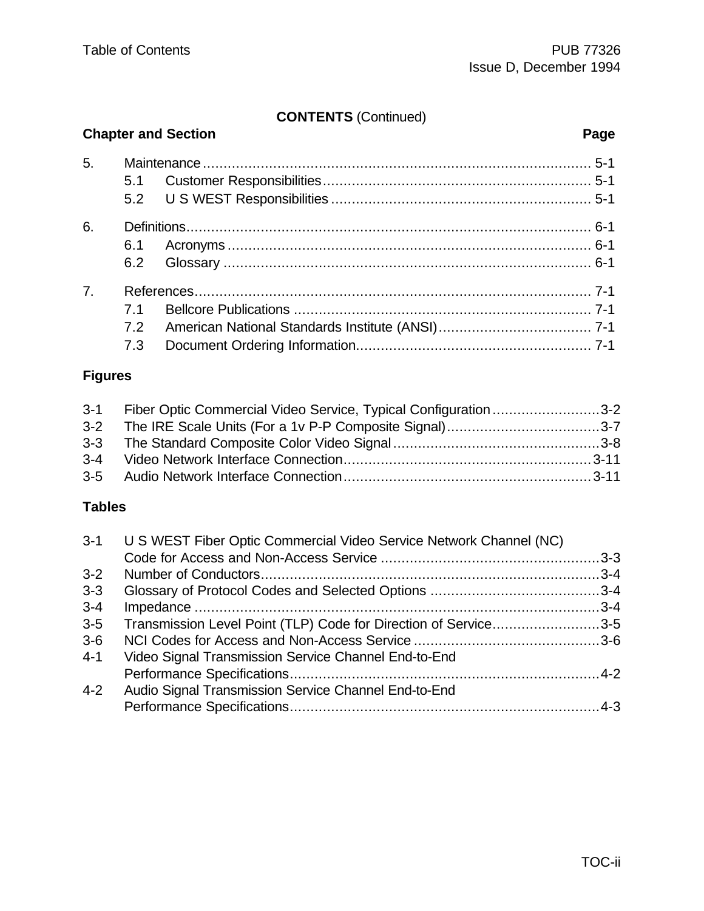**CONTENTS** (Continued)

| Chapter and Section | | Page |
|---|---|---|
| 5. | Maintenance | 5-1 |
| | 5.1 Customer Responsibilities | 5-1 |
| | 5.2 U S WEST Responsibilities | 5-1 |
| 6. | Definitions | 6-1 |
| | 6.1 Acronyms | 6-1 |
| | 6.2 Glossary | 6-1 |
| 7. | References | 7-1 |
| | 7.1 Bellcore Publications | 7-1 |
| | 7.2 American National Standards Institute (ANSI) | 7-1 |
| | 7.3 Document Ordering Information | 7-1 |

## Figures

| | | |
|---|---|---|
| 3-1 | Fiber Optic Commercial Video Service, Typical Configuration | 3-2 |
| 3-2 | The IRE Scale Units (For a 1v P-P Composite Signal) | 3-7 |
| 3-3 | The Standard Composite Color Video Signal | 3-8 |
| 3-4 | Video Network Interface Connection | 3-11 |
| 3-5 | Audio Network Interface Connection | 3-11 |

## Tables

| | | |
|---|---|---|
| 3-1 | U S WEST Fiber Optic Commercial Video Service Network Channel (NC) Code for Access and Non-Access Service | 3-3 |
| 3-2 | Number of Conductors | 3-4 |
| 3-3 | Glossary of Protocol Codes and Selected Options | 3-4 |
| 3-4 | Impedance | 3-4 |
| 3-5 | Transmission Level Point (TLP) Code for Direction of Service | 3-5 |
| 3-6 | NCI Codes for Access and Non-Access Service | 3-6 |
| 4-1 | Video Signal Transmission Service Channel End-to-End Performance Specifications | 4-2 |
| 4-2 | Audio Signal Transmission Service Channel End-to-End Performance Specifications | 4-3 |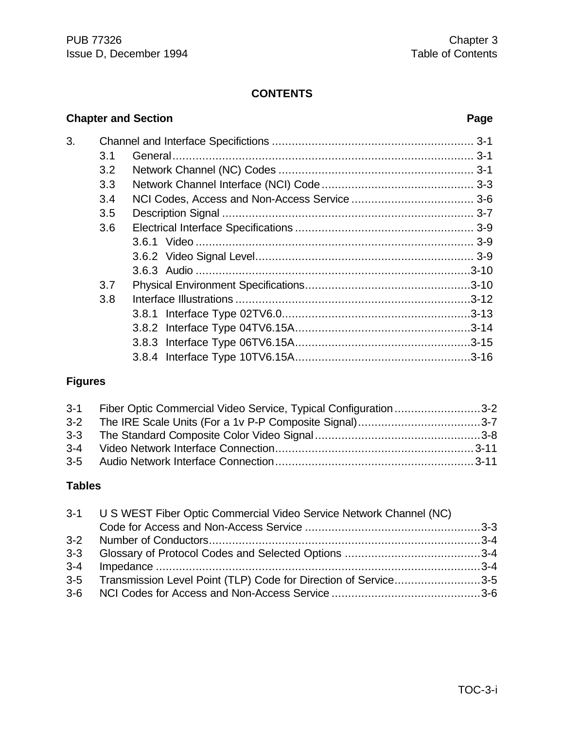# CONTENTS

**Chapter and Section** **Page**

3. Channel and Interface Specifictions ............................................................ 3-1
   - 3.1 General.......................................................................................... 3-1
   - 3.2 Network Channel (NC) Codes ........................................................... 3-1
   - 3.3 Network Channel Interface (NCI) Code.............................................. 3-3
   - 3.4 NCI Codes, Access and Non-Access Service ..................................... 3-6
   - 3.5 Description Signal ............................................................................ 3-7
   - 3.6 Electrical Interface Specifications ...................................................... 3-9
     - 3.6.1 Video ..................................................................................... 3-9
     - 3.6.2 Video Signal Level.................................................................. 3-9
     - 3.6.3 Audio ....................................................................................3-10
   - 3.7 Physical Environment Specifications..................................................3-10
   - 3.8 Interface Illustrations .......................................................................3-12
     - 3.8.1 Interface Type 02TV6.0.........................................................3-13
     - 3.8.2 Interface Type 04TV6.15A.....................................................3-14
     - 3.8.3 Interface Type 06TV6.15A.....................................................3-15
     - 3.8.4 Interface Type 10TV6.15A.....................................................3-16

## Figures

- 3-1 Fiber Optic Commercial Video Service, Typical Configuration..........................3-2
- 3-2 The IRE Scale Units (For a 1v P-P Composite Signal)....................................3-7
- 3-3 The Standard Composite Color Video Signal.................................................3-8
- 3-4 Video Network Interface Connection............................................................3-11
- 3-5 Audio Network Interface Connection............................................................3-11

## Tables

- 3-1 U S WEST Fiber Optic Commercial Video Service Network Channel (NC) Code for Access and Non-Access Service ....................................................3-3
- 3-2 Number of Conductors.................................................................................3-4
- 3-3 Glossary of Protocol Codes and Selected Options .........................................3-4
- 3-4 Impedance .................................................................................................3-4
- 3-5 Transmission Level Point (TLP) Code for Direction of Service..........................3-5
- 3-6 NCI Codes for Access and Non-Access Service ............................................3-6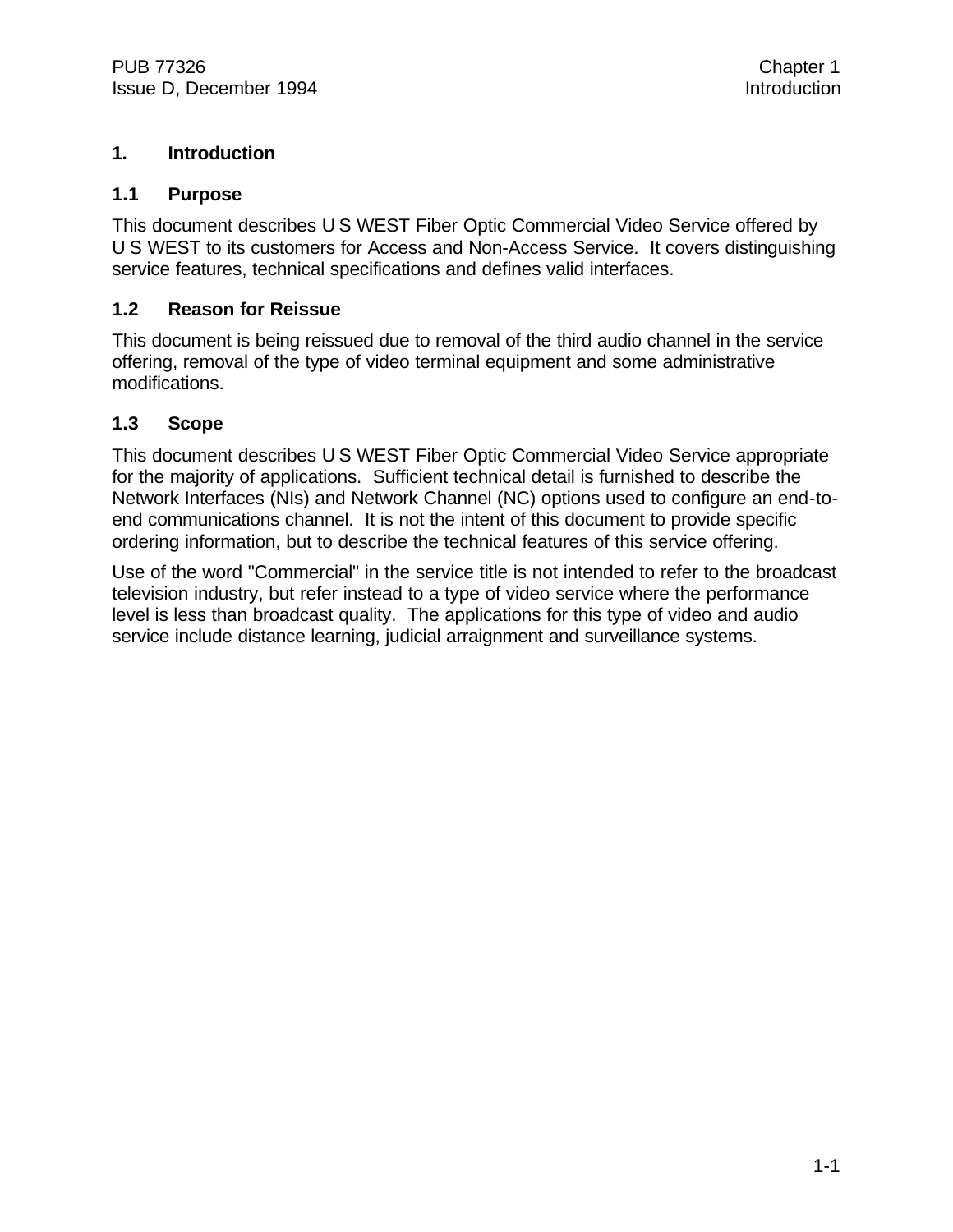# 1. Introduction

## 1.1 Purpose

This document describes U S WEST Fiber Optic Commercial Video Service offered by U S WEST to its customers for Access and Non-Access Service. It covers distinguishing service features, technical specifications and defines valid interfaces.

## 1.2 Reason for Reissue

This document is being reissued due to removal of the third audio channel in the service offering, removal of the type of video terminal equipment and some administrative modifications.

## 1.3 Scope

This document describes U S WEST Fiber Optic Commercial Video Service appropriate for the majority of applications. Sufficient technical detail is furnished to describe the Network Interfaces (NIs) and Network Channel (NC) options used to configure an end-to-end communications channel. It is not the intent of this document to provide specific ordering information, but to describe the technical features of this service offering.

Use of the word "Commercial" in the service title is not intended to refer to the broadcast television industry, but refer instead to a type of video service where the performance level is less than broadcast quality. The applications for this type of video and audio service include distance learning, judicial arraignment and surveillance systems.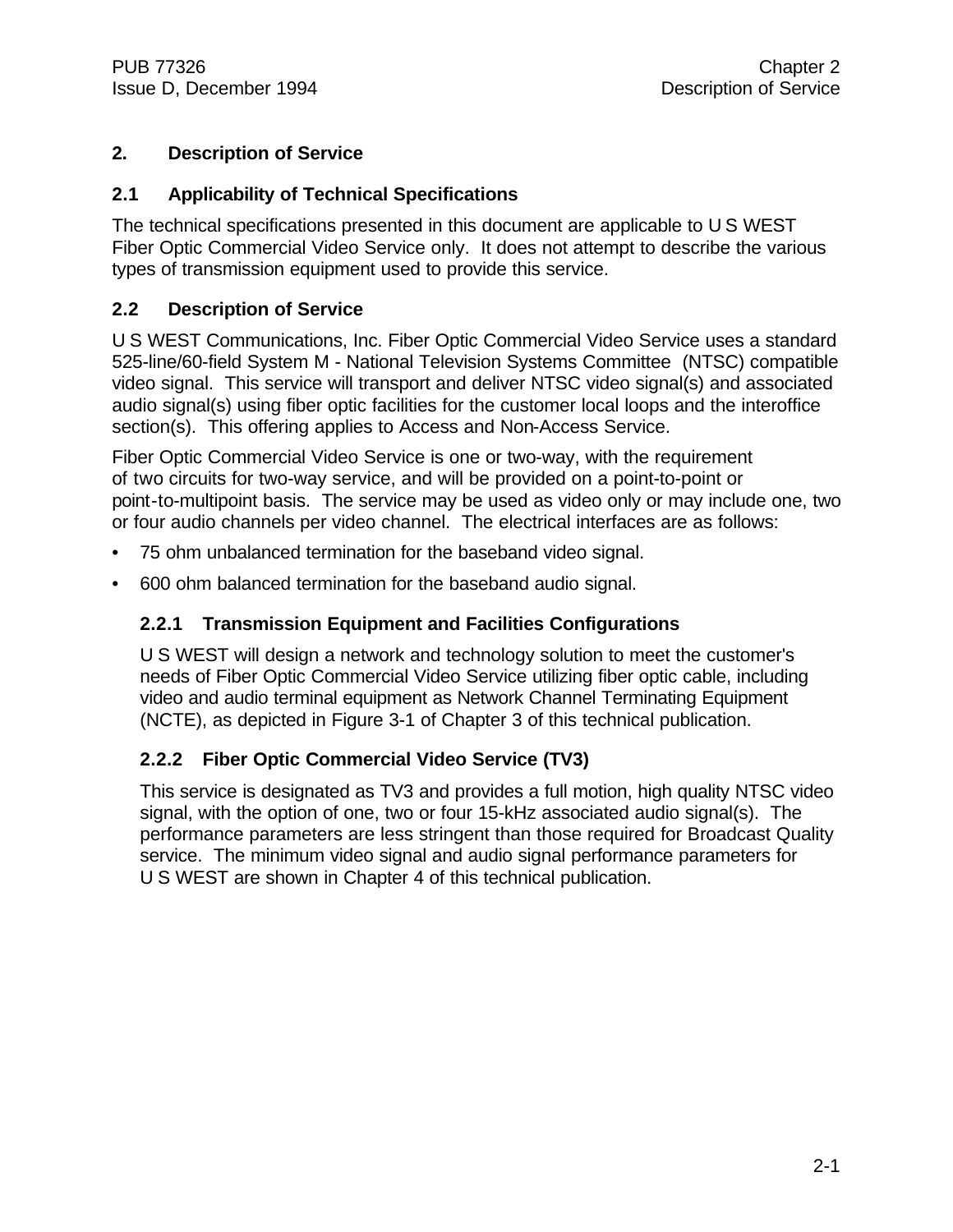## 2. Description of Service

### 2.1 Applicability of Technical Specifications

The technical specifications presented in this document are applicable to U S WEST Fiber Optic Commercial Video Service only. It does not attempt to describe the various types of transmission equipment used to provide this service.

### 2.2 Description of Service

U S WEST Communications, Inc. Fiber Optic Commercial Video Service uses a standard 525-line/60-field System M - National Television Systems Committee (NTSC) compatible video signal. This service will transport and deliver NTSC video signal(s) and associated audio signal(s) using fiber optic facilities for the customer local loops and the interoffice section(s). This offering applies to Access and Non-Access Service.

Fiber Optic Commercial Video Service is one or two-way, with the requirement of two circuits for two-way service, and will be provided on a point-to-point or point-to-multipoint basis. The service may be used as video only or may include one, two or four audio channels per video channel. The electrical interfaces are as follows:

- 75 ohm unbalanced termination for the baseband video signal.
- 600 ohm balanced termination for the baseband audio signal.

#### 2.2.1 Transmission Equipment and Facilities Configurations

U S WEST will design a network and technology solution to meet the customer's needs of Fiber Optic Commercial Video Service utilizing fiber optic cable, including video and audio terminal equipment as Network Channel Terminating Equipment (NCTE), as depicted in Figure 3-1 of Chapter 3 of this technical publication.

#### 2.2.2 Fiber Optic Commercial Video Service (TV3)

This service is designated as TV3 and provides a full motion, high quality NTSC video signal, with the option of one, two or four 15-kHz associated audio signal(s). The performance parameters are less stringent than those required for Broadcast Quality service. The minimum video signal and audio signal performance parameters for U S WEST are shown in Chapter 4 of this technical publication.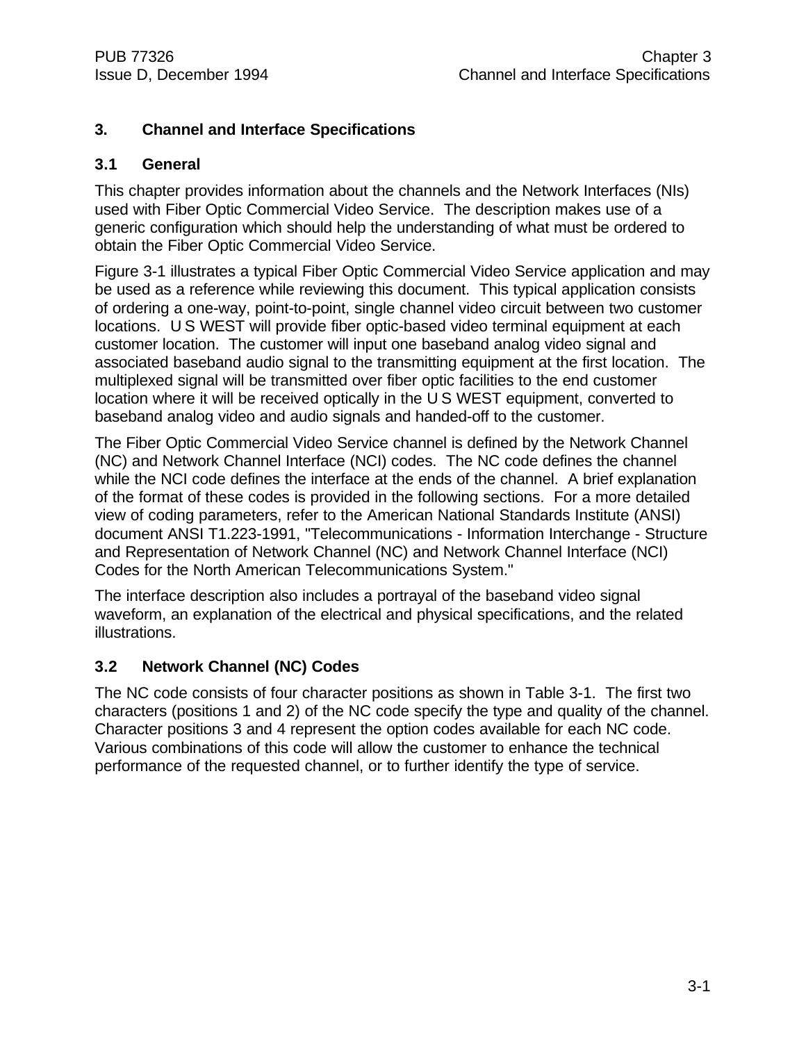# 3. Channel and Interface Specifications

## 3.1 General

This chapter provides information about the channels and the Network Interfaces (NIs) used with Fiber Optic Commercial Video Service. The description makes use of a generic configuration which should help the understanding of what must be ordered to obtain the Fiber Optic Commercial Video Service.

Figure 3-1 illustrates a typical Fiber Optic Commercial Video Service application and may be used as a reference while reviewing this document. This typical application consists of ordering a one-way, point-to-point, single channel video circuit between two customer locations. U S WEST will provide fiber optic-based video terminal equipment at each customer location. The customer will input one baseband analog video signal and associated baseband audio signal to the transmitting equipment at the first location. The multiplexed signal will be transmitted over fiber optic facilities to the end customer location where it will be received optically in the U S WEST equipment, converted to baseband analog video and audio signals and handed-off to the customer.

The Fiber Optic Commercial Video Service channel is defined by the Network Channel (NC) and Network Channel Interface (NCI) codes. The NC code defines the channel while the NCI code defines the interface at the ends of the channel. A brief explanation of the format of these codes is provided in the following sections. For a more detailed view of coding parameters, refer to the American National Standards Institute (ANSI) document ANSI T1.223-1991, "Telecommunications - Information Interchange - Structure and Representation of Network Channel (NC) and Network Channel Interface (NCI) Codes for the North American Telecommunications System."

The interface description also includes a portrayal of the baseband video signal waveform, an explanation of the electrical and physical specifications, and the related illustrations.

## 3.2 Network Channel (NC) Codes

The NC code consists of four character positions as shown in Table 3-1. The first two characters (positions 1 and 2) of the NC code specify the type and quality of the channel. Character positions 3 and 4 represent the option codes available for each NC code. Various combinations of this code will allow the customer to enhance the technical performance of the requested channel, or to further identify the type of service.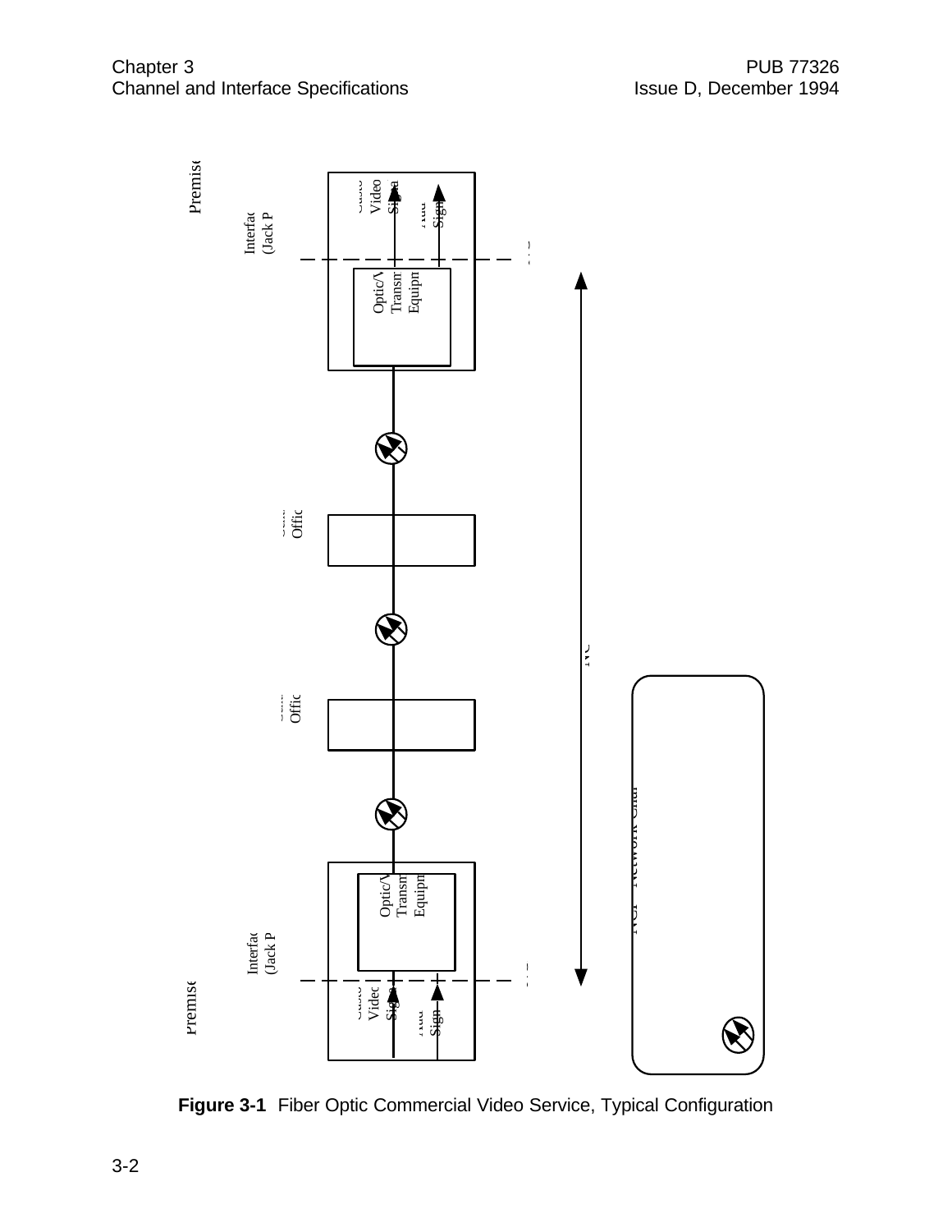Figure 3-1  Fiber Optic Commercial Video Service, Typical Configuration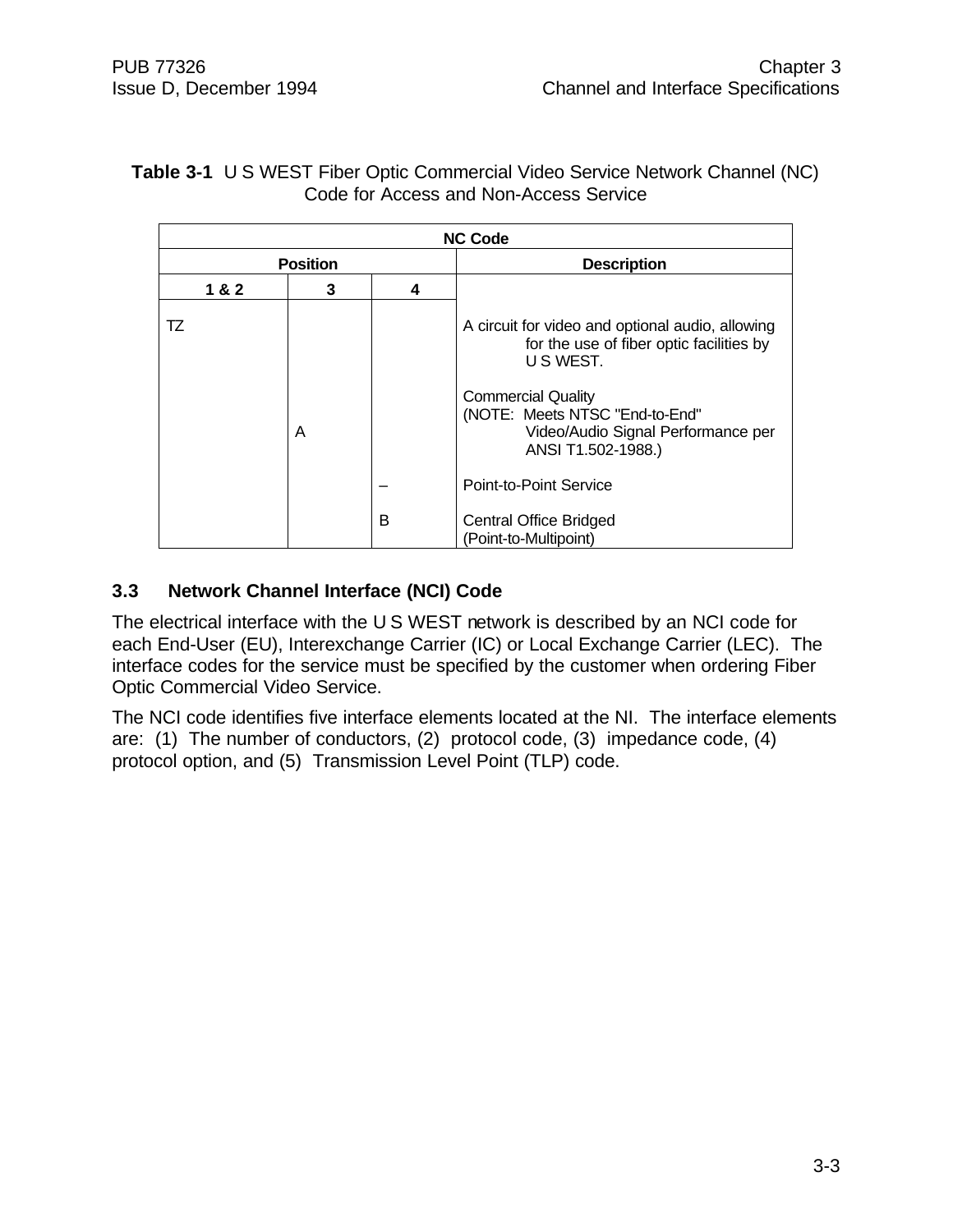**Table 3-1** U S WEST Fiber Optic Commercial Video Service Network Channel (NC) Code for Access and Non-Access Service

| NC Code | | | |
|---|---|---|---|
| **Position** | | | **Description** |
| **1 & 2** | **3** | **4** | |
| TZ | | | A circuit for video and optional audio, allowing for the use of fiber optic facilities by U S WEST. |
| | A | | Commercial Quality (NOTE: Meets NTSC "End-to-End" Video/Audio Signal Performance per ANSI T1.502-1988.) |
| | | – | Point-to-Point Service |
| | | B | Central Office Bridged (Point-to-Multipoint) |

### 3.3 Network Channel Interface (NCI) Code

The electrical interface with the U S WEST network is described by an NCI code for each End-User (EU), Interexchange Carrier (IC) or Local Exchange Carrier (LEC). The interface codes for the service must be specified by the customer when ordering Fiber Optic Commercial Video Service.

The NCI code identifies five interface elements located at the NI. The interface elements are: (1) The number of conductors, (2) protocol code, (3) impedance code, (4) protocol option, and (5) Transmission Level Point (TLP) code.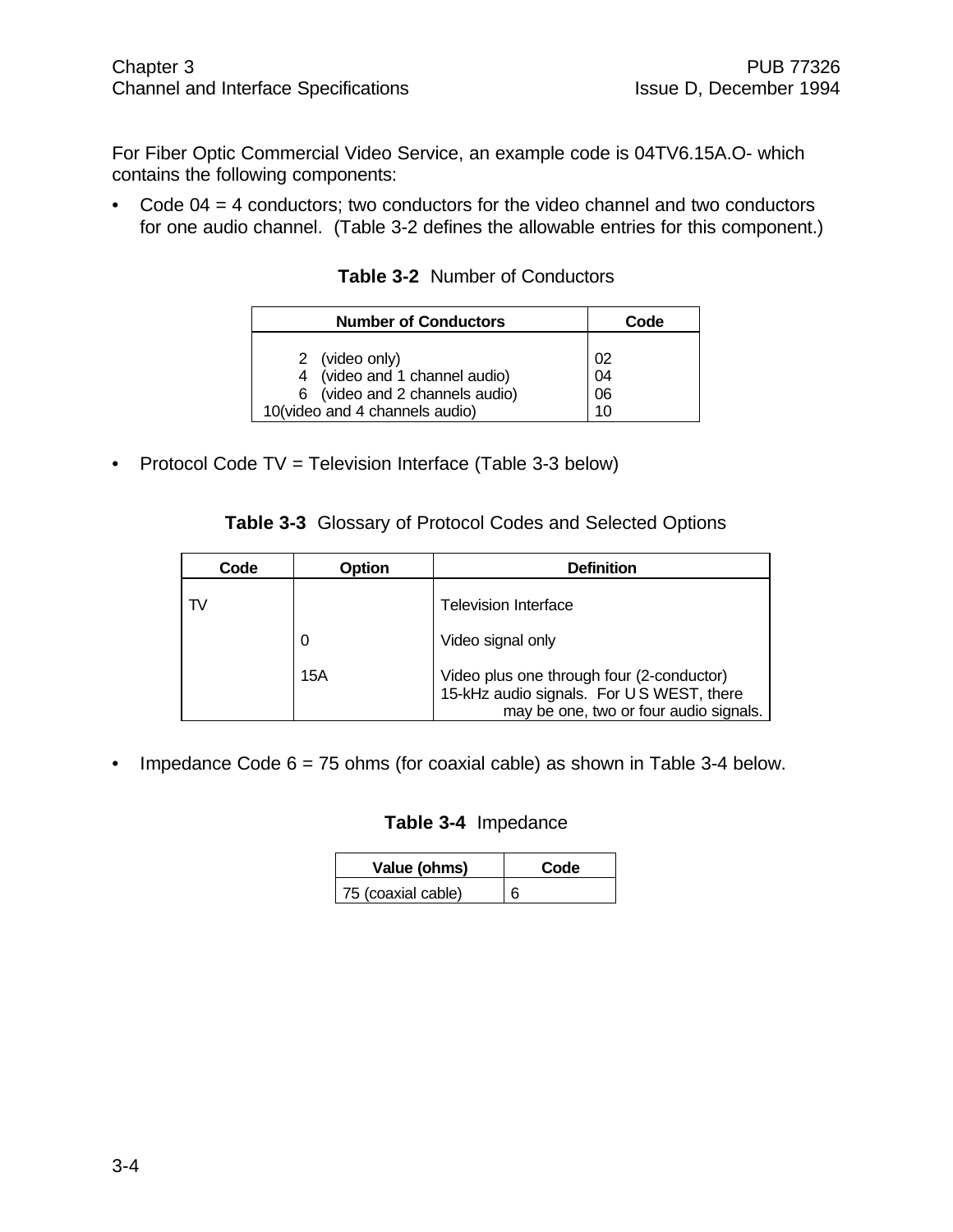For Fiber Optic Commercial Video Service, an example code is 04TV6.15A.O- which contains the following components:

- Code 04 = 4 conductors; two conductors for the video channel and two conductors for one audio channel. (Table 3-2 defines the allowable entries for this component.)

**Table 3-2** Number of Conductors

| Number of Conductors | Code |
|---|---|
| 2 (video only) | 02 |
| 4 (video and 1 channel audio) | 04 |
| 6 (video and 2 channels audio) | 06 |
| 10(video and 4 channels audio) | 10 |

- Protocol Code TV = Television Interface (Table 3-3 below)

**Table 3-3** Glossary of Protocol Codes and Selected Options

| Code | Option | Definition |
|---|---|---|
| TV | | Television Interface |
| | 0 | Video signal only |
| | 15A | Video plus one through four (2-conductor) 15-kHz audio signals. For U S WEST, there may be one, two or four audio signals. |

- Impedance Code 6 = 75 ohms (for coaxial cable) as shown in Table 3-4 below.

**Table 3-4** Impedance

| Value (ohms) | Code |
|---|---|
| 75 (coaxial cable) | 6 |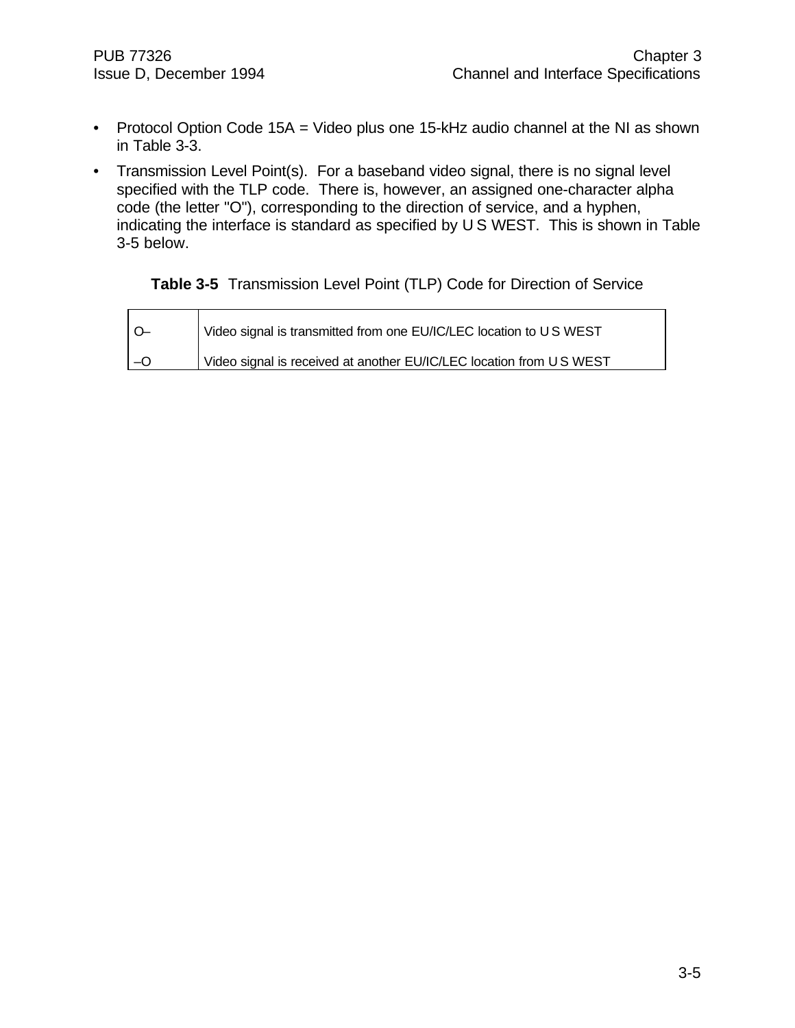- Protocol Option Code 15A = Video plus one 15-kHz audio channel at the NI as shown in Table 3-3.
- Transmission Level Point(s). For a baseband video signal, there is no signal level specified with the TLP code. There is, however, an assigned one-character alpha code (the letter "O"), corresponding to the direction of service, and a hyphen, indicating the interface is standard as specified by U S WEST. This is shown in Table 3-5 below.

**Table 3-5** Transmission Level Point (TLP) Code for Direction of Service

| | |
|---|---|
| O– | Video signal is transmitted from one EU/IC/LEC location to U S WEST |
| –O | Video signal is received at another EU/IC/LEC location from U S WEST |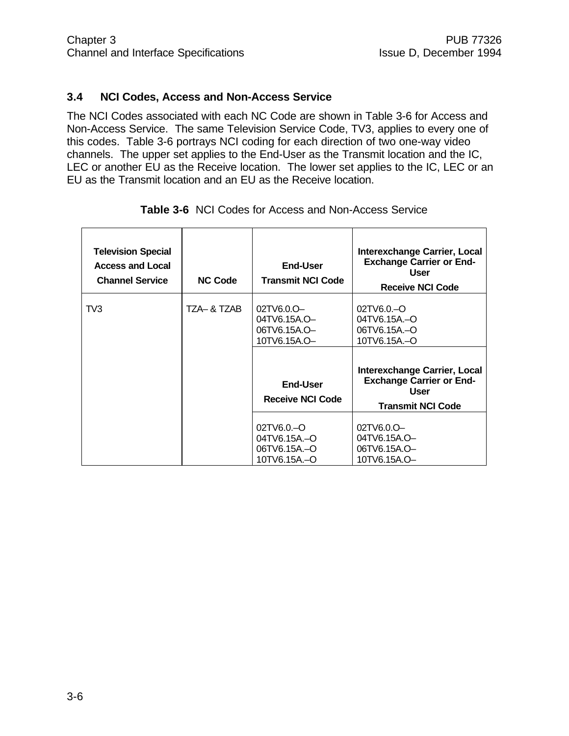### 3.4 NCI Codes, Access and Non-Access Service

The NCI Codes associated with each NC Code are shown in Table 3-6 for Access and Non-Access Service. The same Television Service Code, TV3, applies to every one of this codes. Table 3-6 portrays NCI coding for each direction of two one-way video channels. The upper set applies to the End-User as the Transmit location and the IC, LEC or another EU as the Receive location. The lower set applies to the IC, LEC or an EU as the Transmit location and an EU as the Receive location.

**Table 3-6** NCI Codes for Access and Non-Access Service

| Television Special Access and Local Channel Service | NC Code | End-User Transmit NCI Code | Interexchange Carrier, Local Exchange Carrier or End-User Receive NCI Code |
|---|---|---|---|
| TV3 | TZA– & TZAB | 02TV6.0.O–<br>04TV6.15A.O–<br>06TV6.15A.O–<br>10TV6.15A.O– | 02TV6.0.–O<br>04TV6.15A.–O<br>06TV6.15A.–O<br>10TV6.15A.–O |
| | | **End-User Receive NCI Code** | **Interexchange Carrier, Local Exchange Carrier or End-User Transmit NCI Code** |
| | | 02TV6.0.–O<br>04TV6.15A.–O<br>06TV6.15A.–O<br>10TV6.15A.–O | 02TV6.0.O–<br>04TV6.15A.O–<br>06TV6.15A.O–<br>10TV6.15A.O– |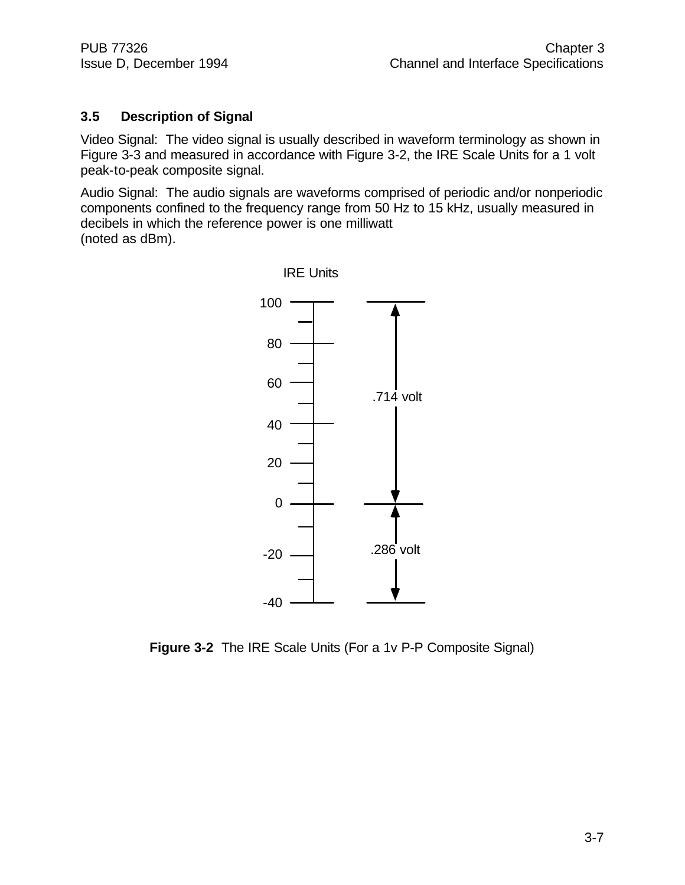### 3.5 Description of Signal

Video Signal: The video signal is usually described in waveform terminology as shown in Figure 3-3 and measured in accordance with Figure 3-2, the IRE Scale Units for a 1 volt peak-to-peak composite signal.

Audio Signal: The audio signals are waveforms comprised of periodic and/or nonperiodic components confined to the frequency range from 50 Hz to 15 kHz, usually measured in decibels in which the reference power is one milliwatt
(noted as dBm).

IRE Units

100
80
60
40
20
0
-20
-40

.714 volt

.286 volt

**Figure 3-2** The IRE Scale Units (For a 1v P-P Composite Signal)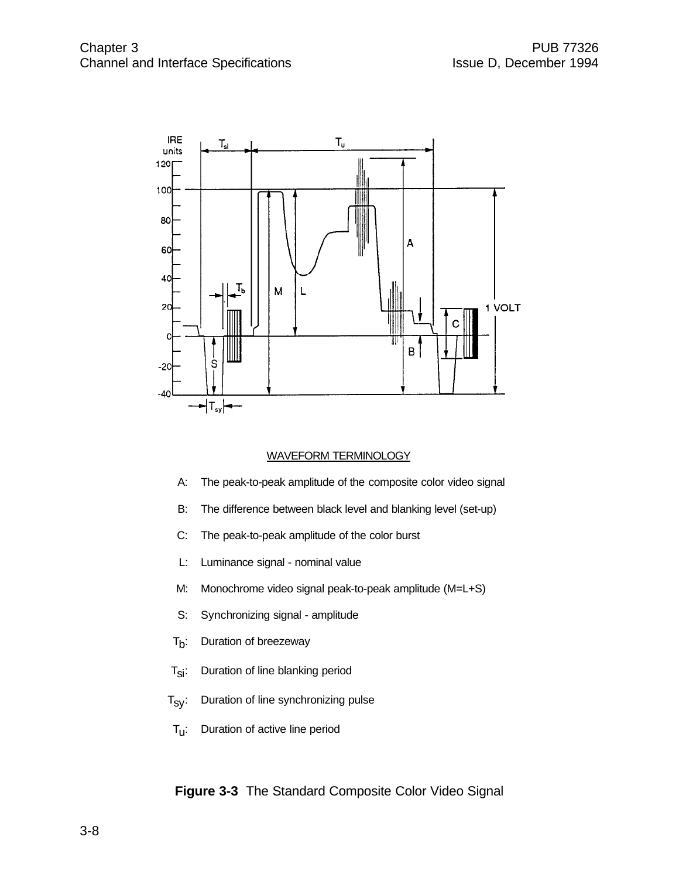WAVEFORM TERMINOLOGY

- A: The peak-to-peak amplitude of the composite color video signal
- B: The difference between black level and blanking level (set-up)
- C: The peak-to-peak amplitude of the color burst
- L: Luminance signal - nominal value
- M: Monochrome video signal peak-to-peak amplitude (M=L+S)
- S: Synchronizing signal - amplitude
- $T_b$: Duration of breezeway
- $T_{si}$: Duration of line blanking period
- $T_{sy}$: Duration of line synchronizing pulse
- $T_u$: Duration of active line period

**Figure 3-3** The Standard Composite Color Video Signal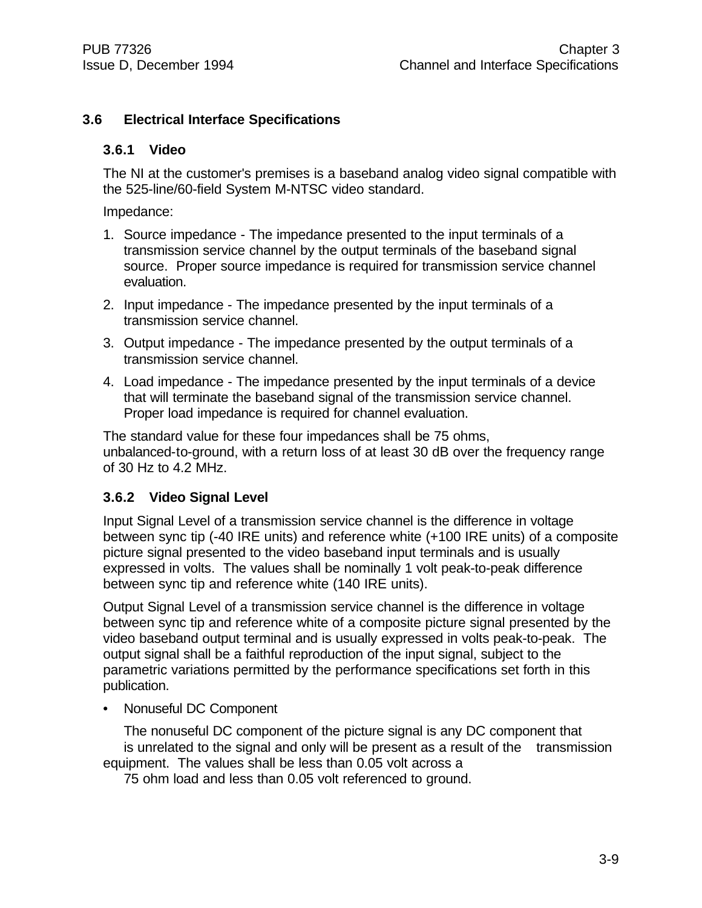## 3.6 Electrical Interface Specifications

### 3.6.1 Video

The NI at the customer's premises is a baseband analog video signal compatible with the 525-line/60-field System M-NTSC video standard.

Impedance:

1. Source impedance - The impedance presented to the input terminals of a transmission service channel by the output terminals of the baseband signal source. Proper source impedance is required for transmission service channel evaluation.
2. Input impedance - The impedance presented by the input terminals of a transmission service channel.
3. Output impedance - The impedance presented by the output terminals of a transmission service channel.
4. Load impedance - The impedance presented by the input terminals of a device that will terminate the baseband signal of the transmission service channel. Proper load impedance is required for channel evaluation.

The standard value for these four impedances shall be 75 ohms, unbalanced-to-ground, with a return loss of at least 30 dB over the frequency range of 30 Hz to 4.2 MHz.

### 3.6.2 Video Signal Level

Input Signal Level of a transmission service channel is the difference in voltage between sync tip (-40 IRE units) and reference white (+100 IRE units) of a composite picture signal presented to the video baseband input terminals and is usually expressed in volts. The values shall be nominally 1 volt peak-to-peak difference between sync tip and reference white (140 IRE units).

Output Signal Level of a transmission service channel is the difference in voltage between sync tip and reference white of a composite picture signal presented by the video baseband output terminal and is usually expressed in volts peak-to-peak. The output signal shall be a faithful reproduction of the input signal, subject to the parametric variations permitted by the performance specifications set forth in this publication.

- Nonuseful DC Component

  The nonuseful DC component of the picture signal is any DC component that is unrelated to the signal and only will be present as a result of the transmission equipment. The values shall be less than 0.05 volt across a 75 ohm load and less than 0.05 volt referenced to ground.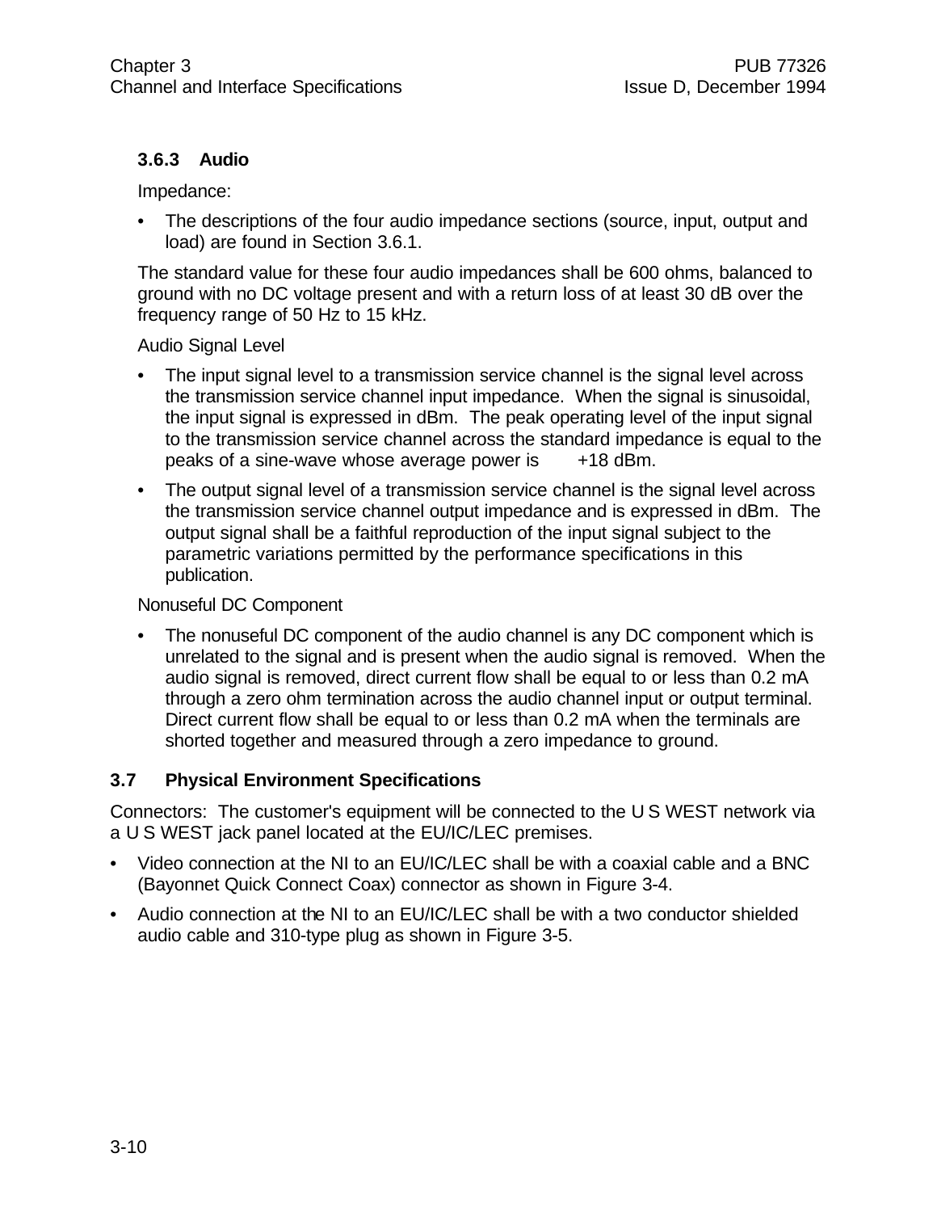### 3.6.3 Audio

Impedance:

- The descriptions of the four audio impedance sections (source, input, output and load) are found in Section 3.6.1.

The standard value for these four audio impedances shall be 600 ohms, balanced to ground with no DC voltage present and with a return loss of at least 30 dB over the frequency range of 50 Hz to 15 kHz.

Audio Signal Level

- The input signal level to a transmission service channel is the signal level across the transmission service channel input impedance. When the signal is sinusoidal, the input signal is expressed in dBm. The peak operating level of the input signal to the transmission service channel across the standard impedance is equal to the peaks of a sine-wave whose average power is +18 dBm.
- The output signal level of a transmission service channel is the signal level across the transmission service channel output impedance and is expressed in dBm. The output signal shall be a faithful reproduction of the input signal subject to the parametric variations permitted by the performance specifications in this publication.

Nonuseful DC Component

- The nonuseful DC component of the audio channel is any DC component which is unrelated to the signal and is present when the audio signal is removed. When the audio signal is removed, direct current flow shall be equal to or less than 0.2 mA through a zero ohm termination across the audio channel input or output terminal. Direct current flow shall be equal to or less than 0.2 mA when the terminals are shorted together and measured through a zero impedance to ground.

## 3.7 Physical Environment Specifications

Connectors: The customer's equipment will be connected to the U S WEST network via a U S WEST jack panel located at the EU/IC/LEC premises.

- Video connection at the NI to an EU/IC/LEC shall be with a coaxial cable and a BNC (Bayonnet Quick Connect Coax) connector as shown in Figure 3-4.
- Audio connection at the NI to an EU/IC/LEC shall be with a two conductor shielded audio cable and 310-type plug as shown in Figure 3-5.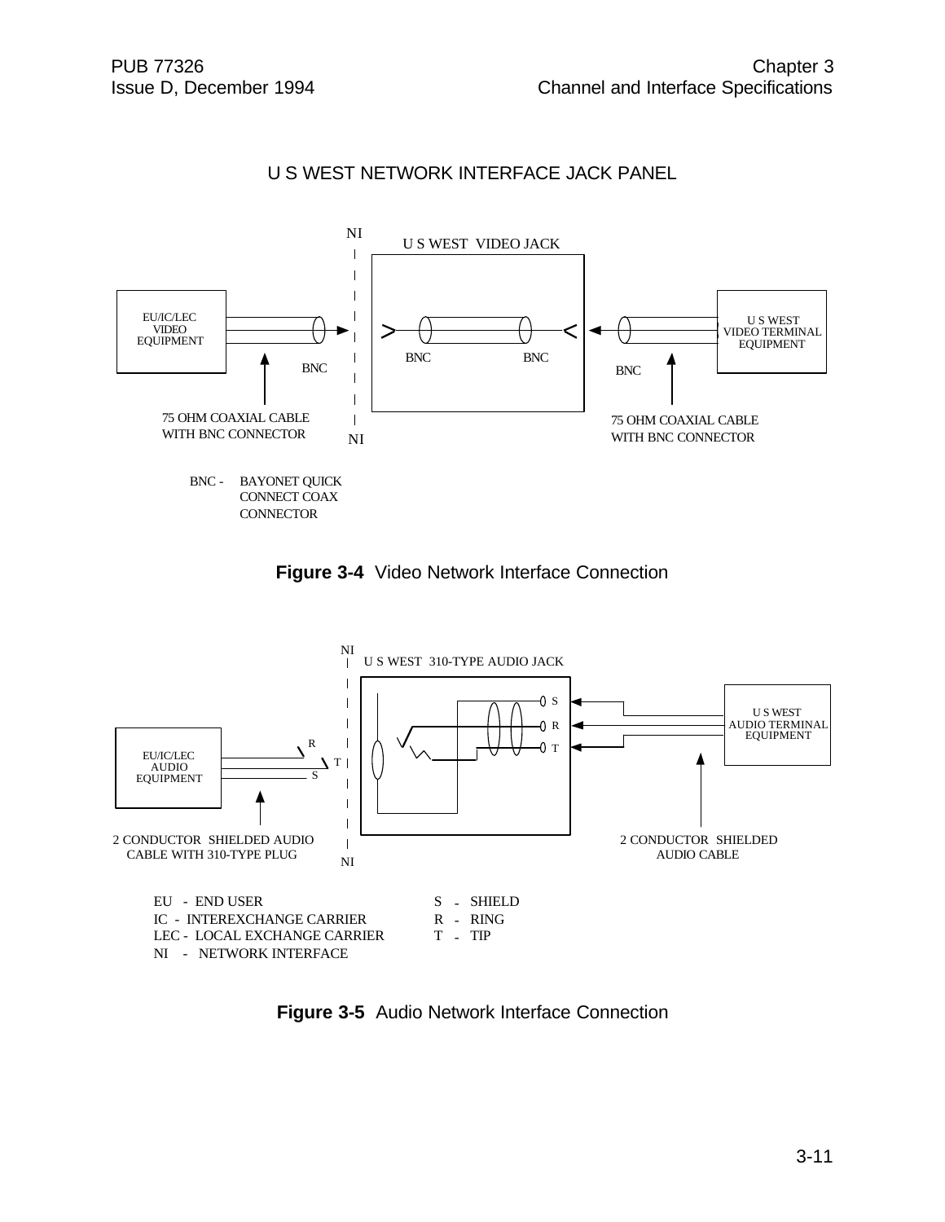U S WEST NETWORK INTERFACE JACK PANEL

NI

U S WEST VIDEO JACK

EU/IC/LEC VIDEO EQUIPMENT

BNC

BNC BNC

BNC

U S WEST VIDEO TERMINAL EQUIPMENT

75 OHM COAXIAL CABLE WITH BNC CONNECTOR

NI

75 OHM COAXIAL CABLE WITH BNC CONNECTOR

BNC - BAYONET QUICK CONNECT COAX CONNECTOR

**Figure 3-4** Video Network Interface Connection

NI

U S WEST 310-TYPE AUDIO JACK

S
R
T

U S WEST AUDIO TERMINAL EQUIPMENT

EU/IC/LEC AUDIO EQUIPMENT

R
T
S

2 CONDUCTOR SHIELDED AUDIO CABLE WITH 310-TYPE PLUG

NI

2 CONDUCTOR SHIELDED AUDIO CABLE

EU - END USER
IC - INTEREXCHANGE CARRIER
LEC - LOCAL EXCHANGE CARRIER
NI - NETWORK INTERFACE

S - SHIELD
R - RING
T - TIP

**Figure 3-5** Audio Network Interface Connection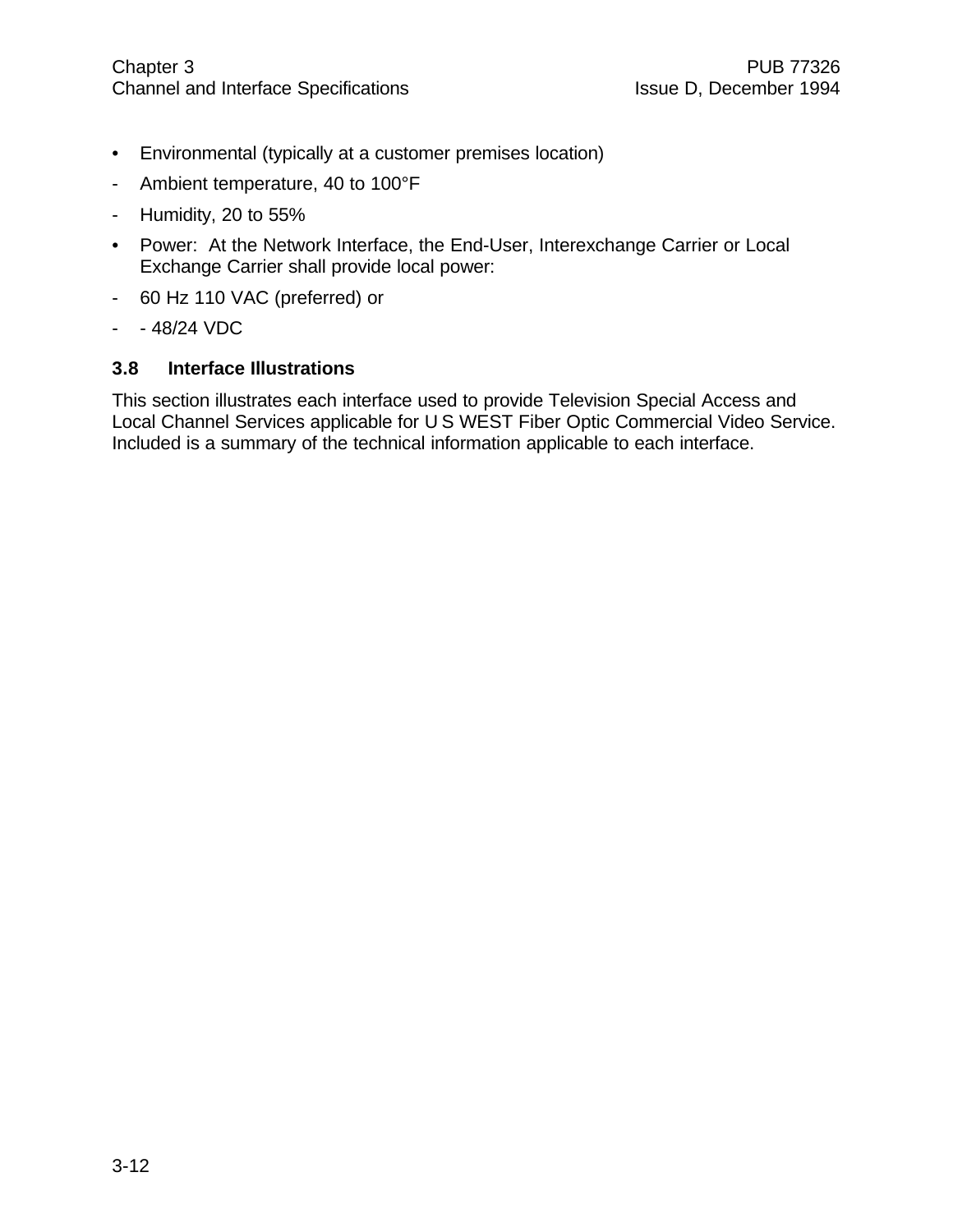- Environmental (typically at a customer premises location)
  - Ambient temperature, 40 to 100°F
  - Humidity, 20 to 55%
- Power: At the Network Interface, the End-User, Interexchange Carrier or Local Exchange Carrier shall provide local power:
  - 60 Hz 110 VAC (preferred) or
  - \- 48/24 VDC

### 3.8 Interface Illustrations

This section illustrates each interface used to provide Television Special Access and Local Channel Services applicable for U S WEST Fiber Optic Commercial Video Service. Included is a summary of the technical information applicable to each interface.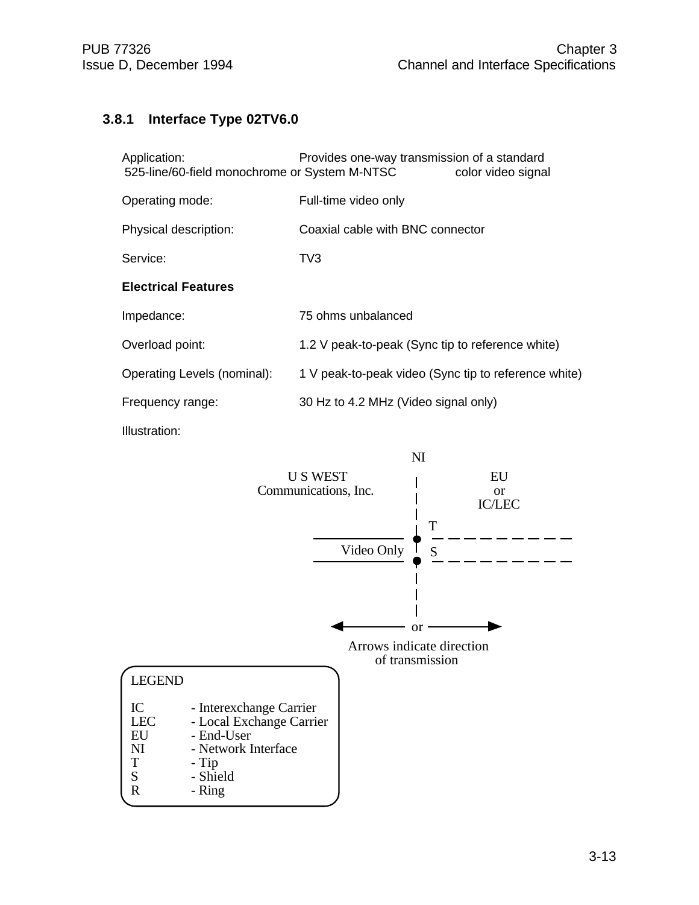### 3.8.1 Interface Type 02TV6.0

Application: Provides one-way transmission of a standard 525-line/60-field monochrome or System M-NTSC color video signal

Operating mode: Full-time video only

Physical description: Coaxial cable with BNC connector

Service: TV3

**Electrical Features**

Impedance: 75 ohms unbalanced

Overload point: 1.2 V peak-to-peak (Sync tip to reference white)

Operating Levels (nominal): 1 V peak-to-peak video (Sync tip to reference white)

Frequency range: 30 Hz to 4.2 MHz (Video signal only)

Illustration:

NI

U S WEST Communications, Inc.

EU or IC/LEC

T

Video Only

S

or

Arrows indicate direction of transmission

LEGEND

IC - Interexchange Carrier
LEC - Local Exchange Carrier
EU - End-User
NI - Network Interface
T - Tip
S - Shield
R - Ring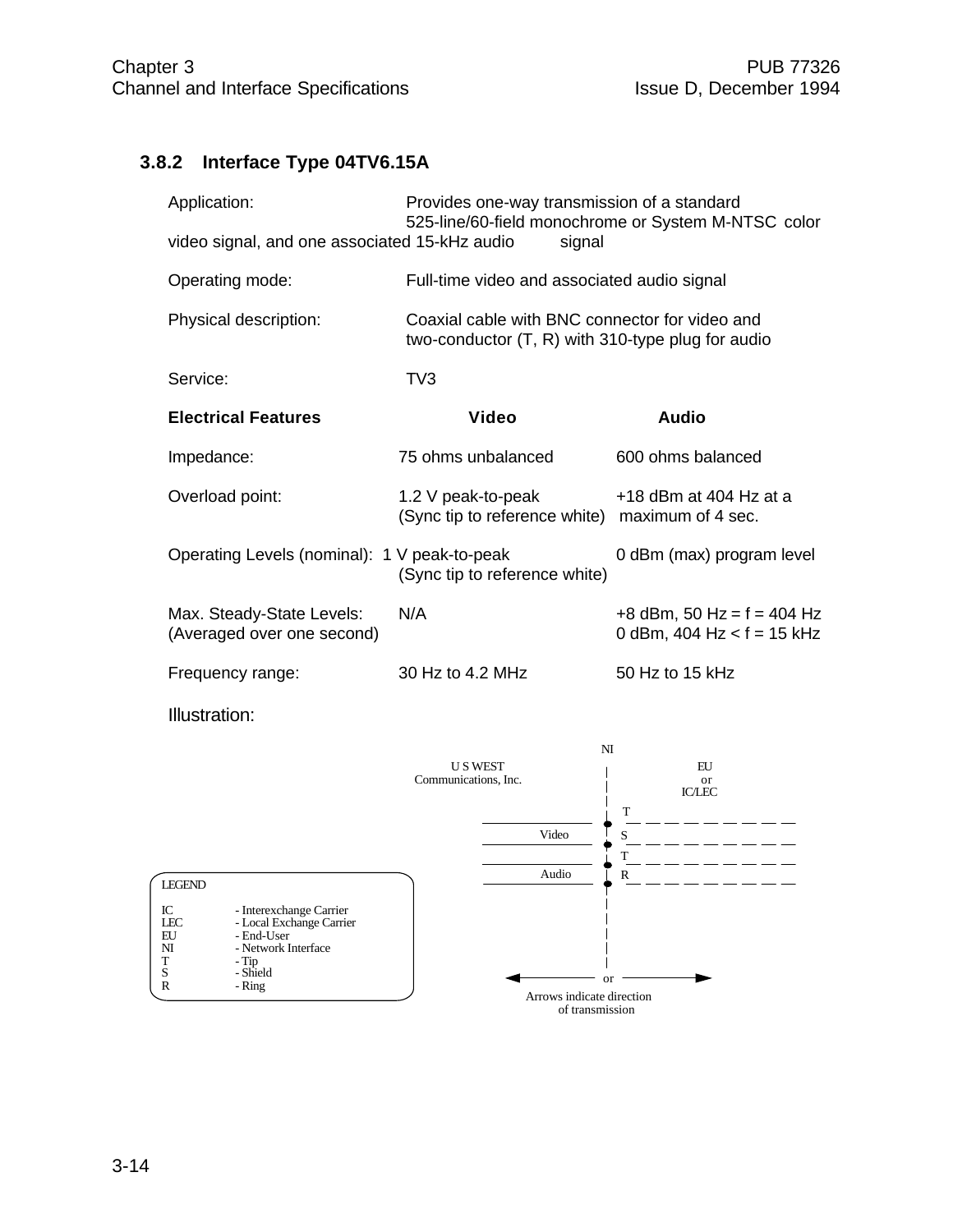### 3.8.2 Interface Type 04TV6.15A

Application: Provides one-way transmission of a standard 525-line/60-field monochrome or System M-NTSC color video signal, and one associated 15-kHz audio signal

Operating mode: Full-time video and associated audio signal

Physical description: Coaxial cable with BNC connector for video and two-conductor (T, R) with 310-type plug for audio

Service: TV3

| **Electrical Features** | **Video** | **Audio** |
|---|---|---|
| Impedance: | 75 ohms unbalanced | 600 ohms balanced |
| Overload point: | 1.2 V peak-to-peak (Sync tip to reference white) | +18 dBm at 404 Hz at a maximum of 4 sec. |
| Operating Levels (nominal): | 1 V peak-to-peak (Sync tip to reference white) | 0 dBm (max) program level |
| Max. Steady-State Levels: (Averaged over one second) | N/A | +8 dBm, 50 Hz = f = 404 Hz<br>0 dBm, 404 Hz < f = 15 kHz |
| Frequency range: | 30 Hz to 4.2 MHz | 50 Hz to 15 kHz |

Illustration:

NI

U S WEST Communications, Inc. | EU or IC/LEC

Video: T, S

Audio: T, R

or

Arrows indicate direction of transmission

LEGEND

- IC - Interexchange Carrier
- LEC - Local Exchange Carrier
- EU - End-User
- NI - Network Interface
- T - Tip
- S - Shield
- R - Ring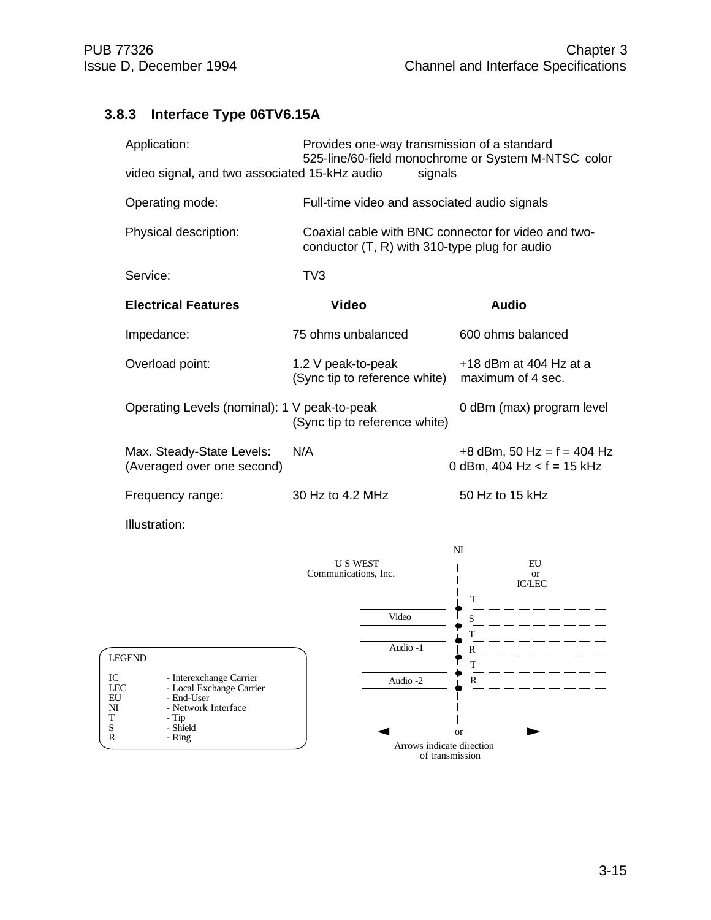### 3.8.3 Interface Type 06TV6.15A

Application: Provides one-way transmission of a standard 525-line/60-field monochrome or System M-NTSC color video signal, and two associated 15-kHz audio signals

Operating mode: Full-time video and associated audio signals

Physical description: Coaxial cable with BNC connector for video and two-conductor (T, R) with 310-type plug for audio

Service: TV3

| **Electrical Features** | **Video** | **Audio** |
|---|---|---|
| Impedance: | 75 ohms unbalanced | 600 ohms balanced |
| Overload point: | 1.2 V peak-to-peak (Sync tip to reference white) | +18 dBm at 404 Hz at a maximum of 4 sec. |
| Operating Levels (nominal): | 1 V peak-to-peak (Sync tip to reference white) | 0 dBm (max) program level |
| Max. Steady-State Levels: (Averaged over one second) | N/A | +8 dBm, 50 Hz = f = 404 Hz<br>0 dBm, 404 Hz < f = 15 kHz |
| Frequency range: | 30 Hz to 4.2 MHz | 50 Hz to 15 kHz |

Illustration:

NI

U S WEST Communications, Inc. | EU or IC/LEC

Video — T, S
Audio -1 — T, R
Audio -2 — T, R

← or →

Arrows indicate direction of transmission

LEGEND

- IC - Interexchange Carrier
- LEC - Local Exchange Carrier
- EU - End-User
- NI - Network Interface
- T - Tip
- S - Shield
- R - Ring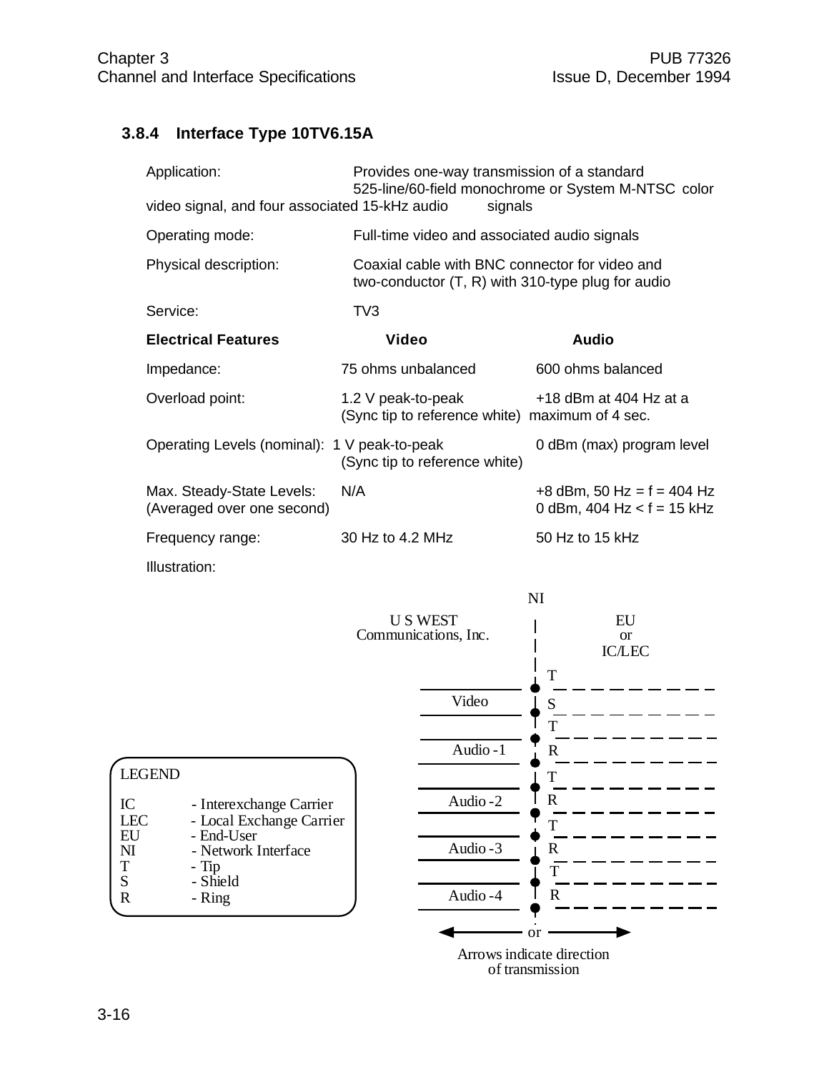### 3.8.4 Interface Type 10TV6.15A

Application: Provides one-way transmission of a standard 525-line/60-field monochrome or System M-NTSC color video signal, and four associated 15-kHz audio signals

Operating mode: Full-time video and associated audio signals

Physical description: Coaxial cable with BNC connector for video and two-conductor (T, R) with 310-type plug for audio

Service: TV3

| **Electrical Features** | **Video** | **Audio** |
|---|---|---|
| Impedance: | 75 ohms unbalanced | 600 ohms balanced |
| Overload point: | 1.2 V peak-to-peak (Sync tip to reference white) | +18 dBm at 404 Hz at a maximum of 4 sec. |
| Operating Levels (nominal): | 1 V peak-to-peak (Sync tip to reference white) | 0 dBm (max) program level |
| Max. Steady-State Levels: (Averaged over one second) | N/A | +8 dBm, 50 Hz = f = 404 Hz<br>0 dBm, 404 Hz < f = 15 kHz |
| Frequency range: | 30 Hz to 4.2 MHz | 50 Hz to 15 kHz |

Illustration:

NI

U S WEST Communications, Inc. | EU or IC/LEC

Video (T, S) — Audio -1 (T, R) — Audio -2 (T, R) — Audio -3 (T, R) — Audio -4 (T, R)

LEGEND

| | |
|---|---|
| IC | - Interexchange Carrier |
| LEC | - Local Exchange Carrier |
| EU | - End-User |
| NI | - Network Interface |
| T | - Tip |
| S | - Shield |
| R | - Ring |

← or →

Arrows indicate direction of transmission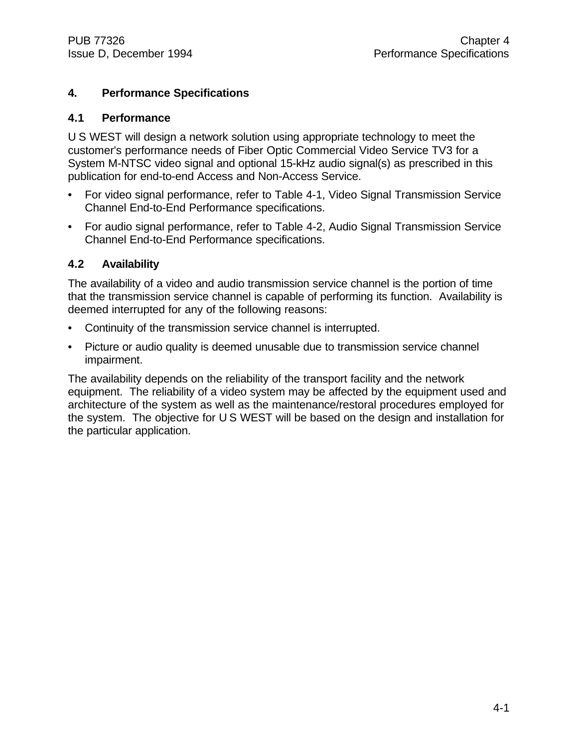# 4. Performance Specifications

## 4.1 Performance

U S WEST will design a network solution using appropriate technology to meet the customer's performance needs of Fiber Optic Commercial Video Service TV3 for a System M-NTSC video signal and optional 15-kHz audio signal(s) as prescribed in this publication for end-to-end Access and Non-Access Service.

- For video signal performance, refer to Table 4-1, Video Signal Transmission Service Channel End-to-End Performance specifications.
- For audio signal performance, refer to Table 4-2, Audio Signal Transmission Service Channel End-to-End Performance specifications.

## 4.2 Availability

The availability of a video and audio transmission service channel is the portion of time that the transmission service channel is capable of performing its function. Availability is deemed interrupted for any of the following reasons:

- Continuity of the transmission service channel is interrupted.
- Picture or audio quality is deemed unusable due to transmission service channel impairment.

The availability depends on the reliability of the transport facility and the network equipment. The reliability of a video system may be affected by the equipment used and architecture of the system as well as the maintenance/restoral procedures employed for the system. The objective for U S WEST will be based on the design and installation for the particular application.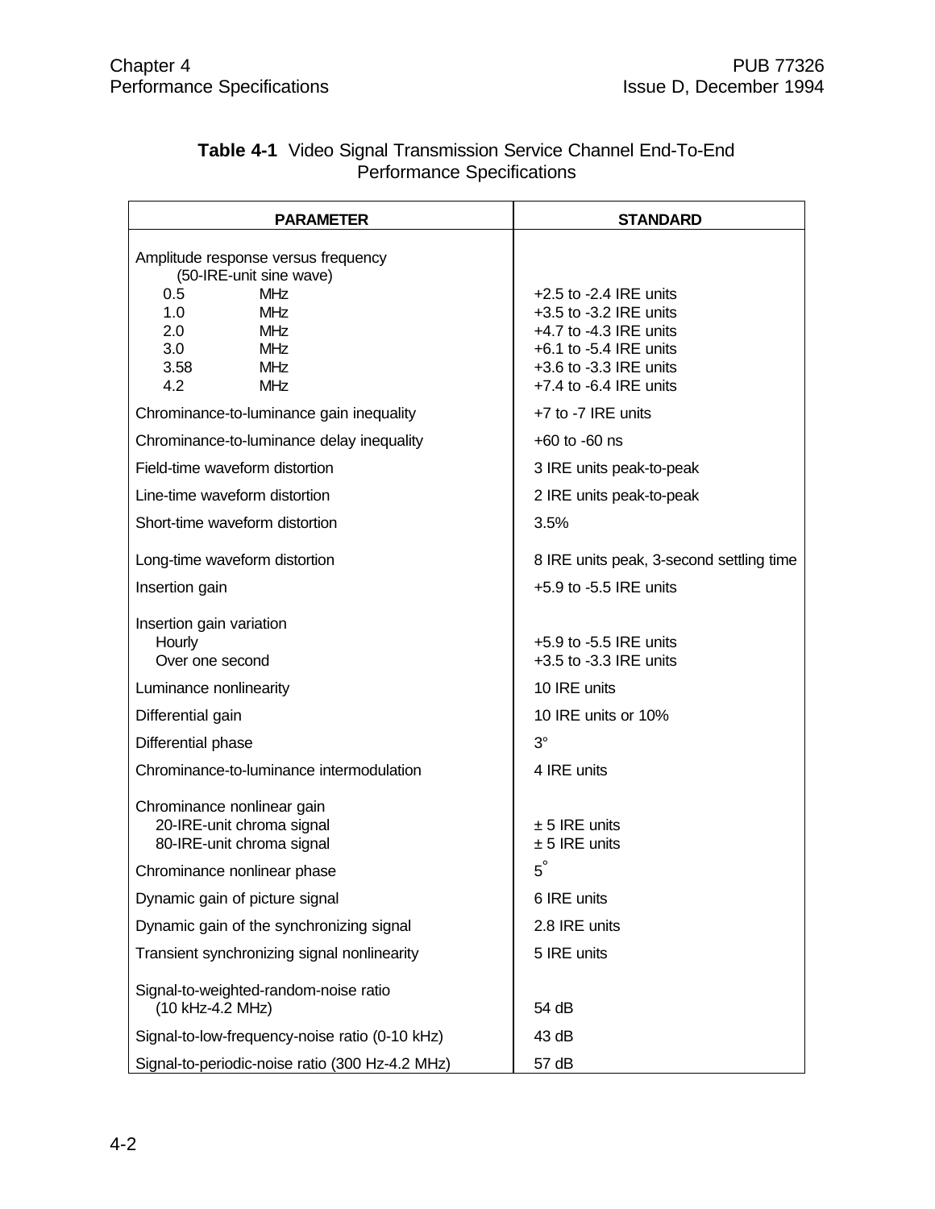**Table 4-1** Video Signal Transmission Service Channel End-To-End Performance Specifications

| PARAMETER | STANDARD |
|---|---|
| Amplitude response versus frequency (50-IRE-unit sine wave) | |
| 0.5 MHz | +2.5 to -2.4 IRE units |
| 1.0 MHz | +3.5 to -3.2 IRE units |
| 2.0 MHz | +4.7 to -4.3 IRE units |
| 3.0 MHz | +6.1 to -5.4 IRE units |
| 3.58 MHz | +3.6 to -3.3 IRE units |
| 4.2 MHz | +7.4 to -6.4 IRE units |
| Chrominance-to-luminance gain inequality | +7 to -7 IRE units |
| Chrominance-to-luminance delay inequality | +60 to -60 ns |
| Field-time waveform distortion | 3 IRE units peak-to-peak |
| Line-time waveform distortion | 2 IRE units peak-to-peak |
| Short-time waveform distortion | 3.5% |
| Long-time waveform distortion | 8 IRE units peak, 3-second settling time |
| Insertion gain | +5.9 to -5.5 IRE units |
| Insertion gain variation | |
| Hourly | +5.9 to -5.5 IRE units |
| Over one second | +3.5 to -3.3 IRE units |
| Luminance nonlinearity | 10 IRE units |
| Differential gain | 10 IRE units or 10% |
| Differential phase | 3° |
| Chrominance-to-luminance intermodulation | 4 IRE units |
| Chrominance nonlinear gain | |
| 20-IRE-unit chroma signal | ± 5 IRE units |
| 80-IRE-unit chroma signal | ± 5 IRE units |
| Chrominance nonlinear phase | 5° |
| Dynamic gain of picture signal | 6 IRE units |
| Dynamic gain of the synchronizing signal | 2.8 IRE units |
| Transient synchronizing signal nonlinearity | 5 IRE units |
| Signal-to-weighted-random-noise ratio (10 kHz-4.2 MHz) | 54 dB |
| Signal-to-low-frequency-noise ratio (0-10 kHz) | 43 dB |
| Signal-to-periodic-noise ratio (300 Hz-4.2 MHz) | 57 dB |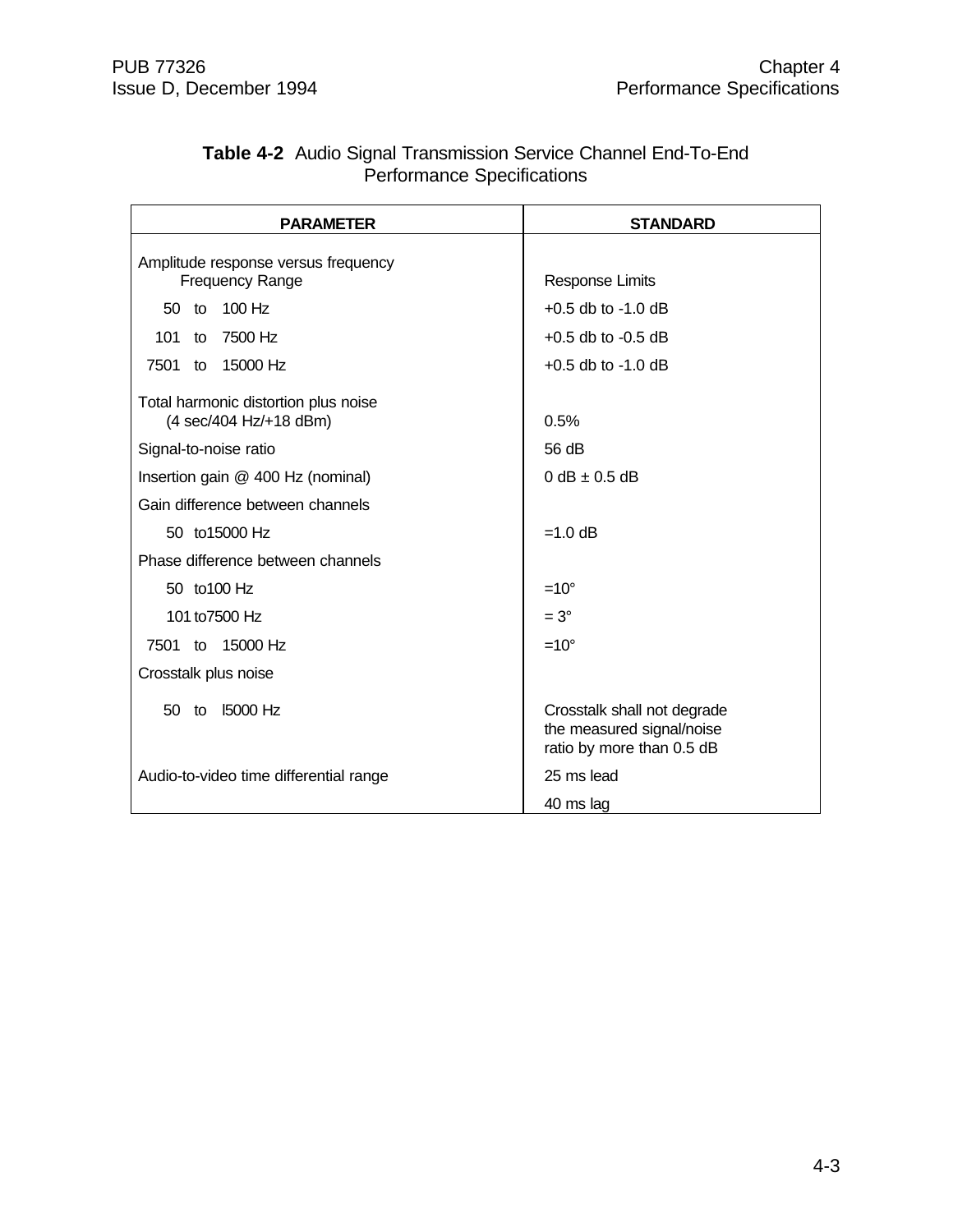**Table 4-2** Audio Signal Transmission Service Channel End-To-End Performance Specifications

| PARAMETER | STANDARD |
|---|---|
| Amplitude response versus frequency<br>Frequency Range | Response Limits |
| 50 to 100 Hz | +0.5 db to -1.0 dB |
| 101 to 7500 Hz | +0.5 db to -0.5 dB |
| 7501 to 15000 Hz | +0.5 db to -1.0 dB |
| Total harmonic distortion plus noise<br>(4 sec/404 Hz/+18 dBm) | 0.5% |
| Signal-to-noise ratio | 56 dB |
| Insertion gain @ 400 Hz (nominal) | 0 dB ± 0.5 dB |
| Gain difference between channels | |
| 50 to15000 Hz | =1.0 dB |
| Phase difference between channels | |
| 50 to100 Hz | =10° |
| 101 to7500 Hz | = 3° |
| 7501 to 15000 Hz | =10° |
| Crosstalk plus noise | |
| 50 to l5000 Hz | Crosstalk shall not degrade the measured signal/noise ratio by more than 0.5 dB |
| Audio-to-video time differential range | 25 ms lead |
| | 40 ms lag |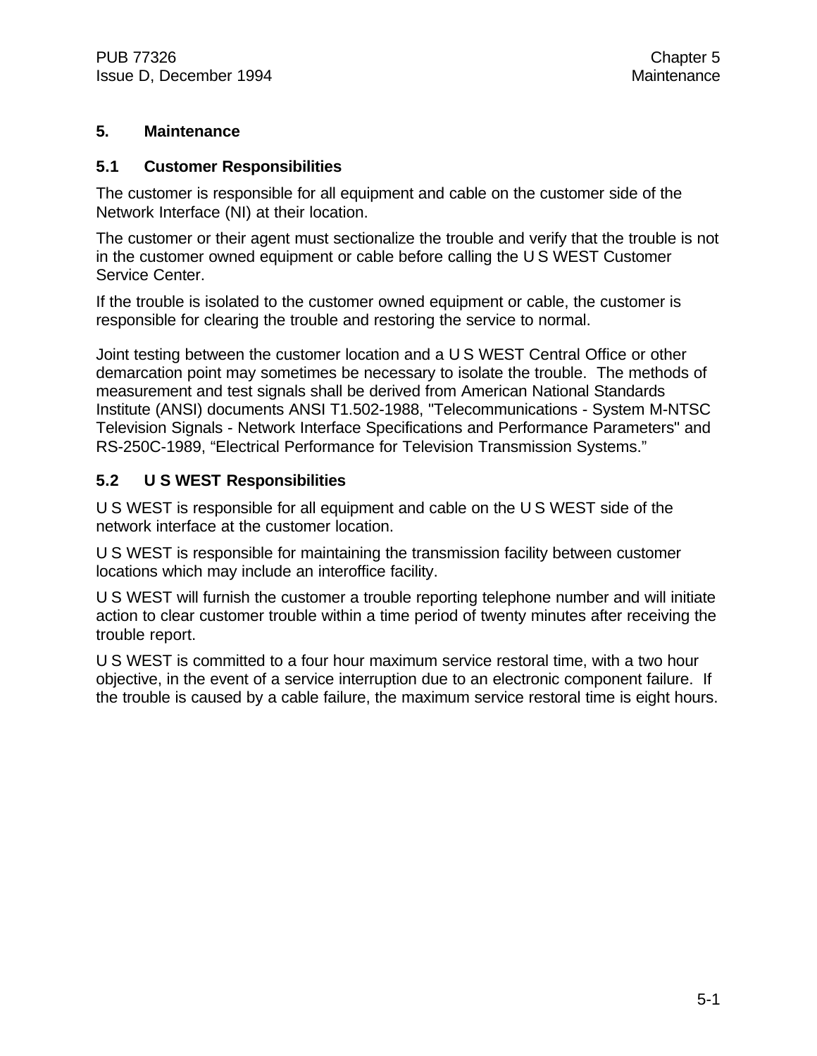# 5. Maintenance

## 5.1 Customer Responsibilities

The customer is responsible for all equipment and cable on the customer side of the Network Interface (NI) at their location.

The customer or their agent must sectionalize the trouble and verify that the trouble is not in the customer owned equipment or cable before calling the U S WEST Customer Service Center.

If the trouble is isolated to the customer owned equipment or cable, the customer is responsible for clearing the trouble and restoring the service to normal.

Joint testing between the customer location and a U S WEST Central Office or other demarcation point may sometimes be necessary to isolate the trouble. The methods of measurement and test signals shall be derived from American National Standards Institute (ANSI) documents ANSI T1.502-1988, "Telecommunications - System M-NTSC Television Signals - Network Interface Specifications and Performance Parameters" and RS-250C-1989, “Electrical Performance for Television Transmission Systems.”

## 5.2 U S WEST Responsibilities

U S WEST is responsible for all equipment and cable on the U S WEST side of the network interface at the customer location.

U S WEST is responsible for maintaining the transmission facility between customer locations which may include an interoffice facility.

U S WEST will furnish the customer a trouble reporting telephone number and will initiate action to clear customer trouble within a time period of twenty minutes after receiving the trouble report.

U S WEST is committed to a four hour maximum service restoral time, with a two hour objective, in the event of a service interruption due to an electronic component failure. If the trouble is caused by a cable failure, the maximum service restoral time is eight hours.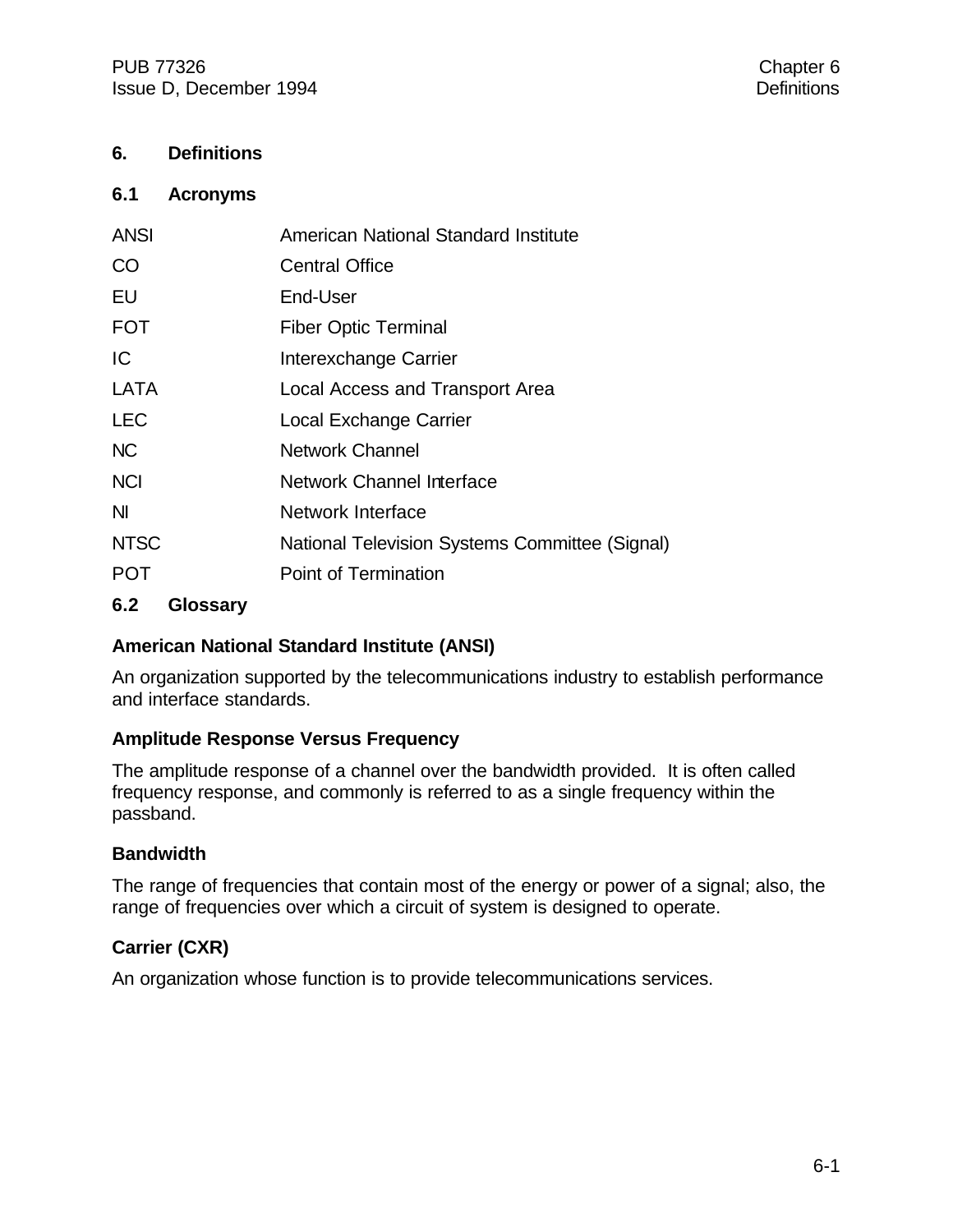# 6. Definitions

## 6.1 Acronyms

| | |
|---|---|
| ANSI | American National Standard Institute |
| CO | Central Office |
| EU | End-User |
| FOT | Fiber Optic Terminal |
| IC | Interexchange Carrier |
| LATA | Local Access and Transport Area |
| LEC | Local Exchange Carrier |
| NC | Network Channel |
| NCI | Network Channel Interface |
| NI | Network Interface |
| NTSC | National Television Systems Committee (Signal) |
| POT | Point of Termination |

## 6.2 Glossary

**American National Standard Institute (ANSI)**

An organization supported by the telecommunications industry to establish performance and interface standards.

**Amplitude Response Versus Frequency**

The amplitude response of a channel over the bandwidth provided. It is often called frequency response, and commonly is referred to as a single frequency within the passband.

**Bandwidth**

The range of frequencies that contain most of the energy or power of a signal; also, the range of frequencies over which a circuit of system is designed to operate.

**Carrier (CXR)**

An organization whose function is to provide telecommunications services.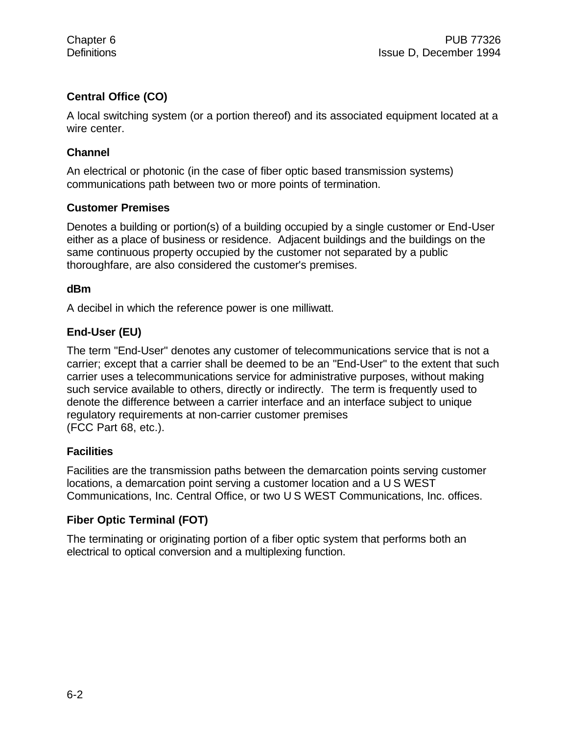### Central Office (CO)

A local switching system (or a portion thereof) and its associated equipment located at a wire center.

### Channel

An electrical or photonic (in the case of fiber optic based transmission systems) communications path between two or more points of termination.

### Customer Premises

Denotes a building or portion(s) of a building occupied by a single customer or End-User either as a place of business or residence. Adjacent buildings and the buildings on the same continuous property occupied by the customer not separated by a public thoroughfare, are also considered the customer's premises.

### dBm

A decibel in which the reference power is one milliwatt.

### End-User (EU)

The term "End-User" denotes any customer of telecommunications service that is not a carrier; except that a carrier shall be deemed to be an "End-User" to the extent that such carrier uses a telecommunications service for administrative purposes, without making such service available to others, directly or indirectly. The term is frequently used to denote the difference between a carrier interface and an interface subject to unique regulatory requirements at non-carrier customer premises (FCC Part 68, etc.).

### Facilities

Facilities are the transmission paths between the demarcation points serving customer locations, a demarcation point serving a customer location and a U S WEST Communications, Inc. Central Office, or two U S WEST Communications, Inc. offices.

### Fiber Optic Terminal (FOT)

The terminating or originating portion of a fiber optic system that performs both an electrical to optical conversion and a multiplexing function.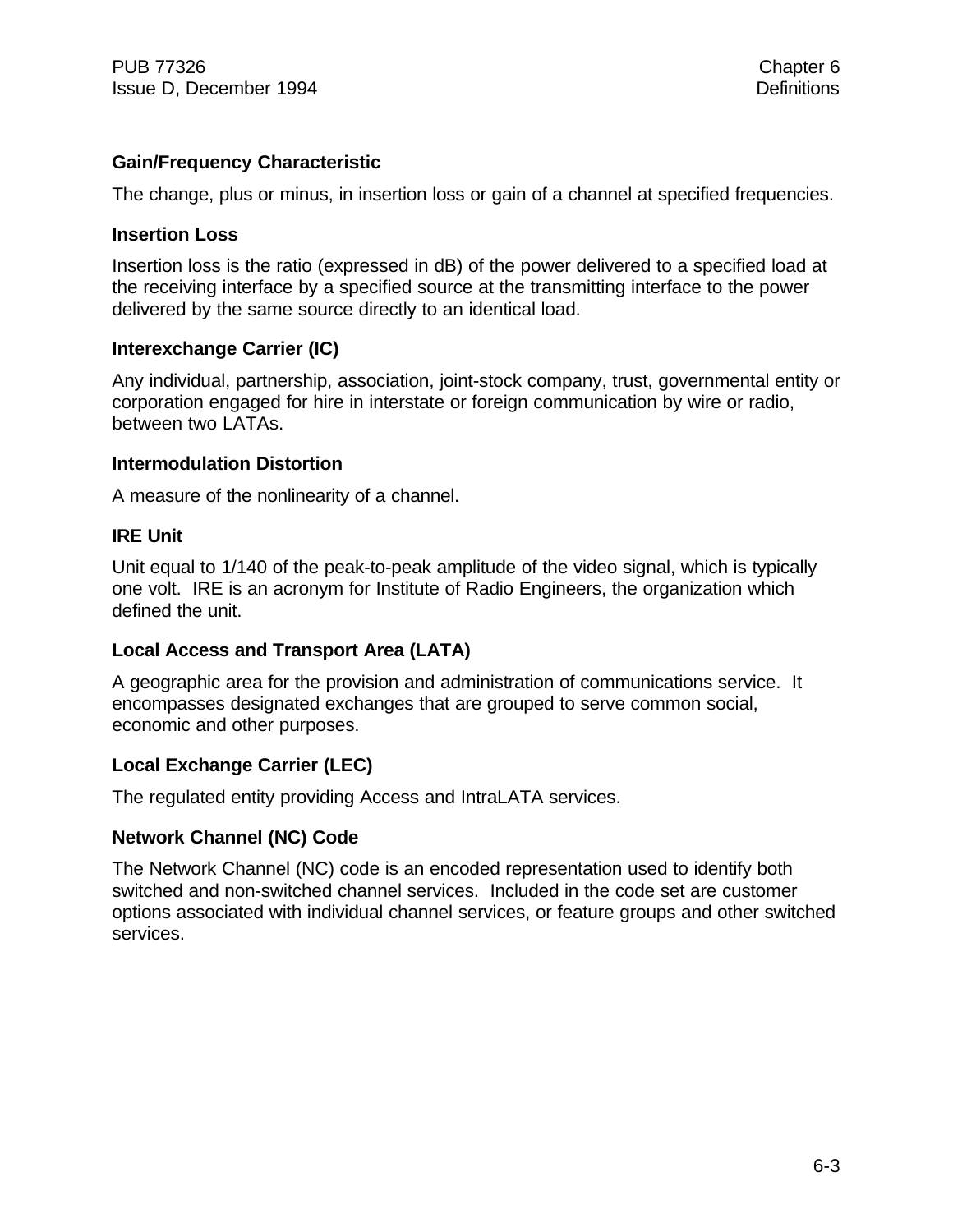**Gain/Frequency Characteristic**

The change, plus or minus, in insertion loss or gain of a channel at specified frequencies.

**Insertion Loss**

Insertion loss is the ratio (expressed in dB) of the power delivered to a specified load at the receiving interface by a specified source at the transmitting interface to the power delivered by the same source directly to an identical load.

**Interexchange Carrier (IC)**

Any individual, partnership, association, joint-stock company, trust, governmental entity or corporation engaged for hire in interstate or foreign communication by wire or radio, between two LATAs.

**Intermodulation Distortion**

A measure of the nonlinearity of a channel.

**IRE Unit**

Unit equal to 1/140 of the peak-to-peak amplitude of the video signal, which is typically one volt. IRE is an acronym for Institute of Radio Engineers, the organization which defined the unit.

**Local Access and Transport Area (LATA)**

A geographic area for the provision and administration of communications service. It encompasses designated exchanges that are grouped to serve common social, economic and other purposes.

**Local Exchange Carrier (LEC)**

The regulated entity providing Access and IntraLATA services.

**Network Channel (NC) Code**

The Network Channel (NC) code is an encoded representation used to identify both switched and non-switched channel services. Included in the code set are customer options associated with individual channel services, or feature groups and other switched services.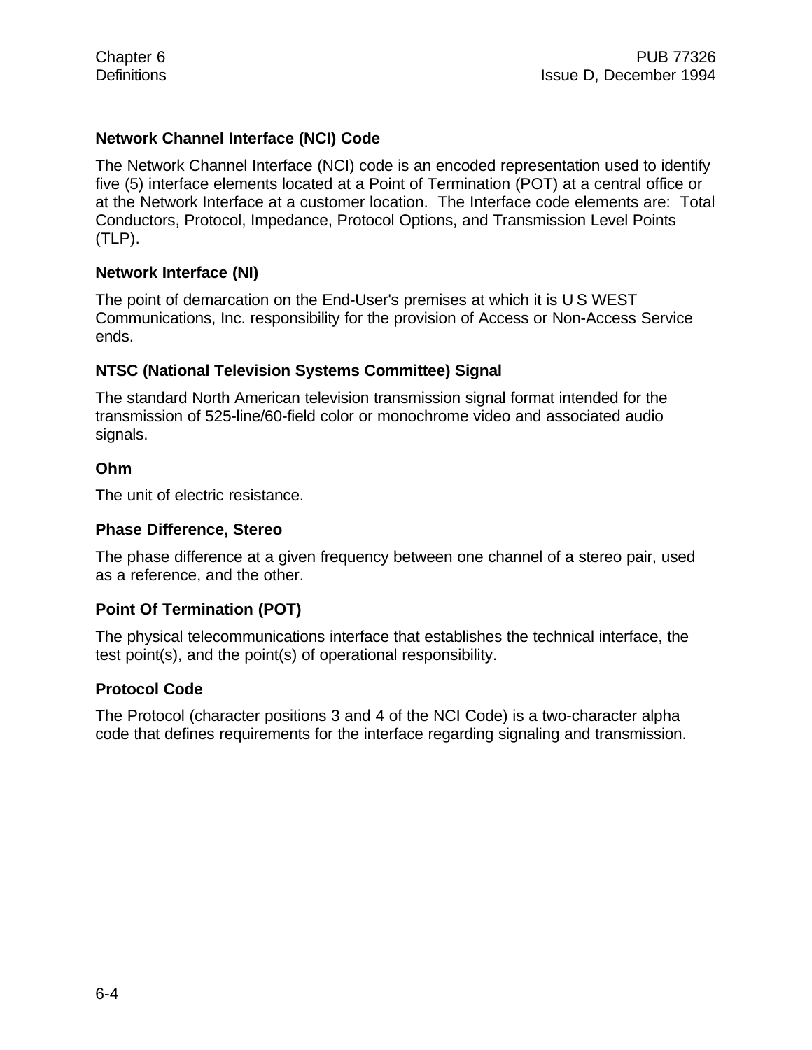### Network Channel Interface (NCI) Code

The Network Channel Interface (NCI) code is an encoded representation used to identify five (5) interface elements located at a Point of Termination (POT) at a central office or at the Network Interface at a customer location. The Interface code elements are: Total Conductors, Protocol, Impedance, Protocol Options, and Transmission Level Points (TLP).

### Network Interface (NI)

The point of demarcation on the End-User's premises at which it is U S WEST Communications, Inc. responsibility for the provision of Access or Non-Access Service ends.

### NTSC (National Television Systems Committee) Signal

The standard North American television transmission signal format intended for the transmission of 525-line/60-field color or monochrome video and associated audio signals.

### Ohm

The unit of electric resistance.

### Phase Difference, Stereo

The phase difference at a given frequency between one channel of a stereo pair, used as a reference, and the other.

### Point Of Termination (POT)

The physical telecommunications interface that establishes the technical interface, the test point(s), and the point(s) of operational responsibility.

### Protocol Code

The Protocol (character positions 3 and 4 of the NCI Code) is a two-character alpha code that defines requirements for the interface regarding signaling and transmission.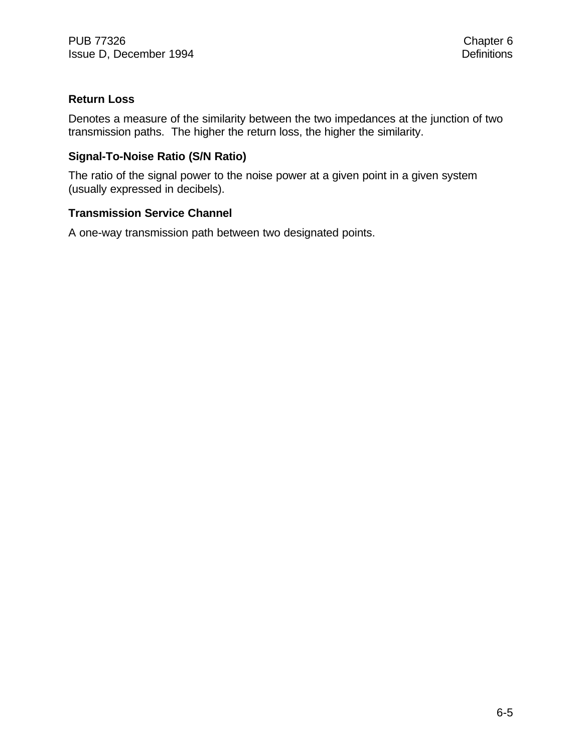### Return Loss

Denotes a measure of the similarity between the two impedances at the junction of two transmission paths. The higher the return loss, the higher the similarity.

### Signal-To-Noise Ratio (S/N Ratio)

The ratio of the signal power to the noise power at a given point in a given system (usually expressed in decibels).

### Transmission Service Channel

A one-way transmission path between two designated points.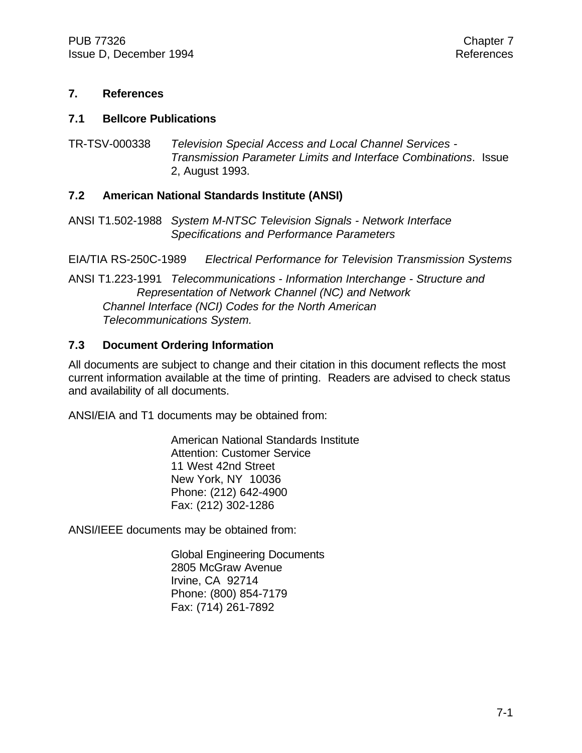## 7. References

### 7.1 Bellcore Publications

TR-TSV-000338 *Television Special Access and Local Channel Services - Transmission Parameter Limits and Interface Combinations*. Issue 2, August 1993.

### 7.2 American National Standards Institute (ANSI)

ANSI T1.502-1988 *System M-NTSC Television Signals - Network Interface Specifications and Performance Parameters*

EIA/TIA RS-250C-1989 *Electrical Performance for Television Transmission Systems*

ANSI T1.223-1991 *Telecommunications - Information Interchange - Structure and Representation of Network Channel (NC) and Network Channel Interface (NCI) Codes for the North American Telecommunications System.*

### 7.3 Document Ordering Information

All documents are subject to change and their citation in this document reflects the most current information available at the time of printing. Readers are advised to check status and availability of all documents.

ANSI/EIA and T1 documents may be obtained from:

American National Standards Institute
Attention: Customer Service
11 West 42nd Street
New York, NY 10036
Phone: (212) 642-4900
Fax: (212) 302-1286

ANSI/IEEE documents may be obtained from:

Global Engineering Documents
2805 McGraw Avenue
Irvine, CA 92714
Phone: (800) 854-7179
Fax: (714) 261-7892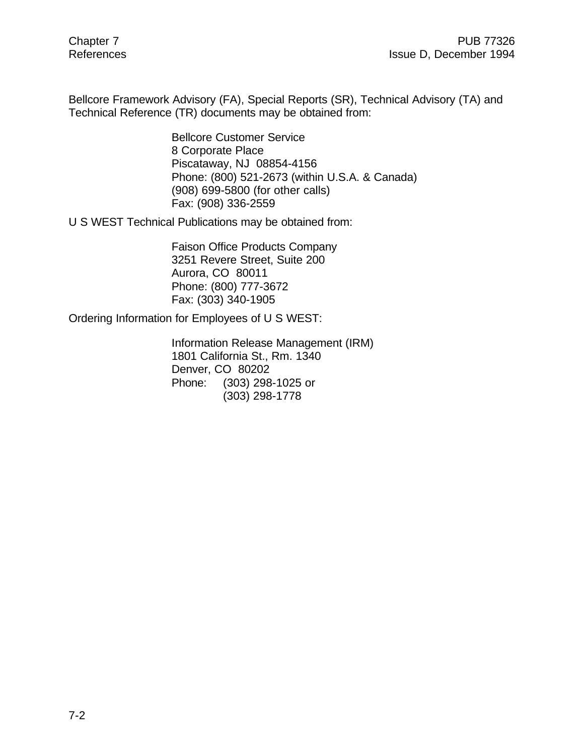Bellcore Framework Advisory (FA), Special Reports (SR), Technical Advisory (TA) and Technical Reference (TR) documents may be obtained from:

Bellcore Customer Service  
8 Corporate Place  
Piscataway, NJ 08854-4156  
Phone: (800) 521-2673 (within U.S.A. & Canada)  
(908) 699-5800 (for other calls)  
Fax: (908) 336-2559

U S WEST Technical Publications may be obtained from:

Faison Office Products Company  
3251 Revere Street, Suite 200  
Aurora, CO 80011  
Phone: (800) 777-3672  
Fax: (303) 340-1905

Ordering Information for Employees of U S WEST:

Information Release Management (IRM)  
1801 California St., Rm. 1340  
Denver, CO 80202  
Phone: (303) 298-1025 or  
(303) 298-1778